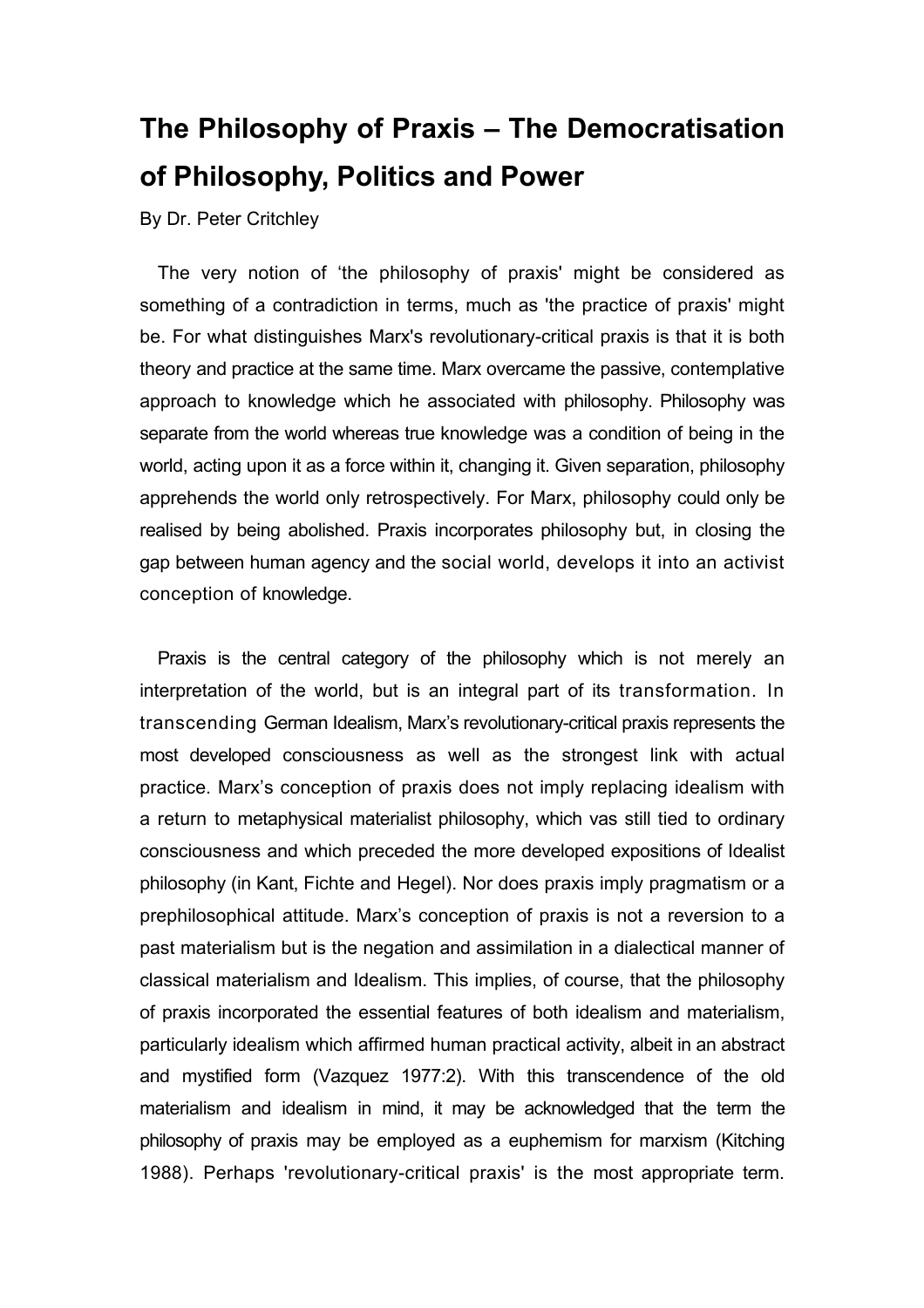# The Philosophy of Praxis – The Democratisation of Philosophy, Politics and Power

By Dr. Peter Critchley

The very notion of 'the philosophy of praxis' might be considered as something of a contradiction in terms, much as 'the practice of praxis' might be. For what distinguishes Marx's revolutionary-critical praxis is that it is both theory and practice at the same time. Marx overcame the passive, contemplative approach to knowledge which he associated with philosophy. Philosophy was separate from the world whereas true knowledge was a condition of being in the world, acting upon it as a force within it, changing it. Given separation, philosophy apprehends the world only retrospectively. For Marx, philosophy could only be realised by being abolished. Praxis incorporates philosophy but, in closing the gap between human agency and the social world, develops it into an activist conception of knowledge.

Praxis is the central category of the philosophy which is not merely an interpretation of the world, but is an integral part of its transformation. In transcending German Idealism, Marx's revolutionary-critical praxis represents the most developed consciousness as well as the strongest link with actual practice. Marx's conception of praxis does not imply replacing idealism with a return to metaphysical materialist philosophy, which vas still tied to ordinary consciousness and which preceded the more developed expositions of Idealist philosophy (in Kant, Fichte and Hegel). Nor does praxis imply pragmatism or a prephilosophical attitude. Marx's conception of praxis is not a reversion to a past materialism but is the negation and assimilation in a dialectical manner of classical materialism and Idealism. This implies, of course, that the philosophy of praxis incorporated the essential features of both idealism and materialism, particularly idealism which affirmed human practical activity, albeit in an abstract and mystified form (Vazquez 1977:2). With this transcendence of the old materialism and idealism in mind, it may be acknowledged that the term the philosophy of praxis may be employed as a euphemism for marxism (Kitching 1988). Perhaps 'revolutionary-critical praxis' is the most appropriate term.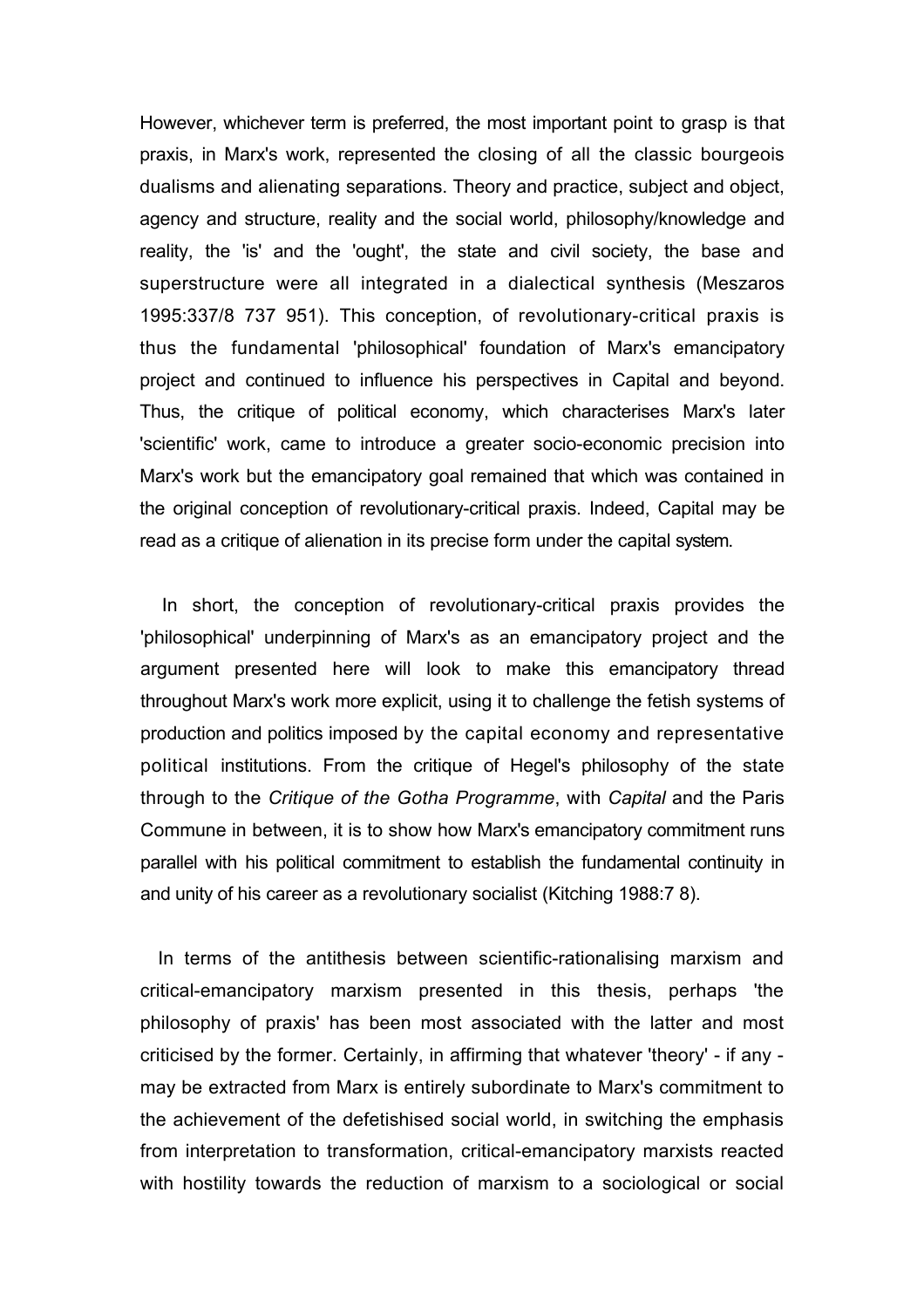However, whichever term is preferred, the most important point to grasp is that praxis, in Marx's work, represented the closing of all the classic bourgeois dualisms and alienating separations. Theory and practice, subject and object, agency and structure, reality and the social world, philosophy/knowledge and reality, the 'is' and the 'ought', the state and civil society, the base and superstructure were all integrated in a dialectical synthesis (Meszaros 1995:337/8 737 951). This conception, of revolutionary-critical praxis is thus the fundamental 'philosophical' foundation of Marx's emancipatory project and continued to influence his perspectives in Capital and beyond. Thus, the critique of political economy, which characterises Marx's later 'scientific' work, came to introduce a greater socio-economic precision into Marx's work but the emancipatory goal remained that which was contained in the original conception of revolutionary-critical praxis. Indeed, Capital may be read as a critique of alienation in its precise form under the capital system.

In short, the conception of revolutionary-critical praxis provides the 'philosophical' underpinning of Marx's as an emancipatory project and the argument presented here will look to make this emancipatory thread throughout Marx's work more explicit, using it to challenge the fetish systems of production and politics imposed by the capital economy and representative political institutions. From the critique of Hegel's philosophy of the state through to the *Critique of the Gotha Programme*, with *Capital* and the Paris Commune in between, it is to show how Marx's emancipatory commitment runs parallel with his political commitment to establish the fundamental continuity in and unity of his career as a revolutionary socialist (Kitching 1988:7 8).

In terms of the antithesis between scientific-rationalising marxism and critical-emancipatory marxism presented in this thesis, perhaps 'the philosophy of praxis' has been most associated with the latter and most criticised by the former. Certainly, in affirming that whatever 'theory' - if any - may be extracted from Marx is entirely subordinate to Marx's commitment to the achievement of the defetishised social world, in switching the emphasis from interpretation to transformation, critical-emancipatory marxists reacted with hostility towards the reduction of marxism to a sociological or social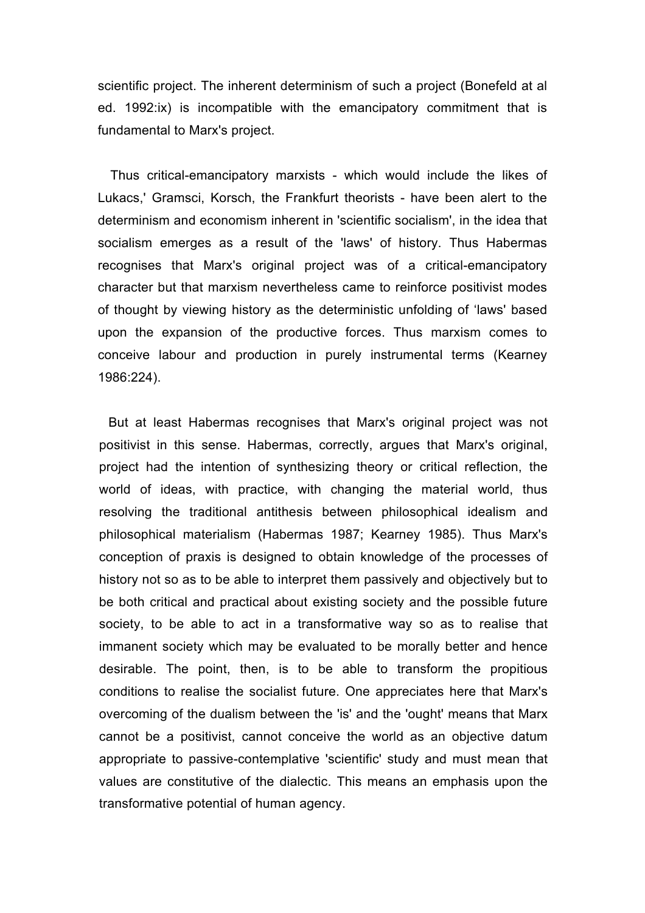scientific project. The inherent determinism of such a project (Bonefeld at al ed. 1992:ix) is incompatible with the emancipatory commitment that is fundamental to Marx's project.

Thus critical-emancipatory marxists - which would include the likes of Lukacs,' Gramsci, Korsch, the Frankfurt theorists - have been alert to the determinism and economism inherent in 'scientific socialism', in the idea that socialism emerges as a result of the 'laws' of history. Thus Habermas recognises that Marx's original project was of a critical-emancipatory character but that marxism nevertheless came to reinforce positivist modes of thought by viewing history as the deterministic unfolding of 'laws' based upon the expansion of the productive forces. Thus marxism comes to conceive labour and production in purely instrumental terms (Kearney 1986:224).

But at least Habermas recognises that Marx's original project was not positivist in this sense. Habermas, correctly, argues that Marx's original, project had the intention of synthesizing theory or critical reflection, the world of ideas, with practice, with changing the material world, thus resolving the traditional antithesis between philosophical idealism and philosophical materialism (Habermas 1987; Kearney 1985). Thus Marx's conception of praxis is designed to obtain knowledge of the processes of history not so as to be able to interpret them passively and objectively but to be both critical and practical about existing society and the possible future society, to be able to act in a transformative way so as to realise that immanent society which may be evaluated to be morally better and hence desirable. The point, then, is to be able to transform the propitious conditions to realise the socialist future. One appreciates here that Marx's overcoming of the dualism between the 'is' and the 'ought' means that Marx cannot be a positivist, cannot conceive the world as an objective datum appropriate to passive-contemplative 'scientific' study and must mean that values are constitutive of the dialectic. This means an emphasis upon the transformative potential of human agency.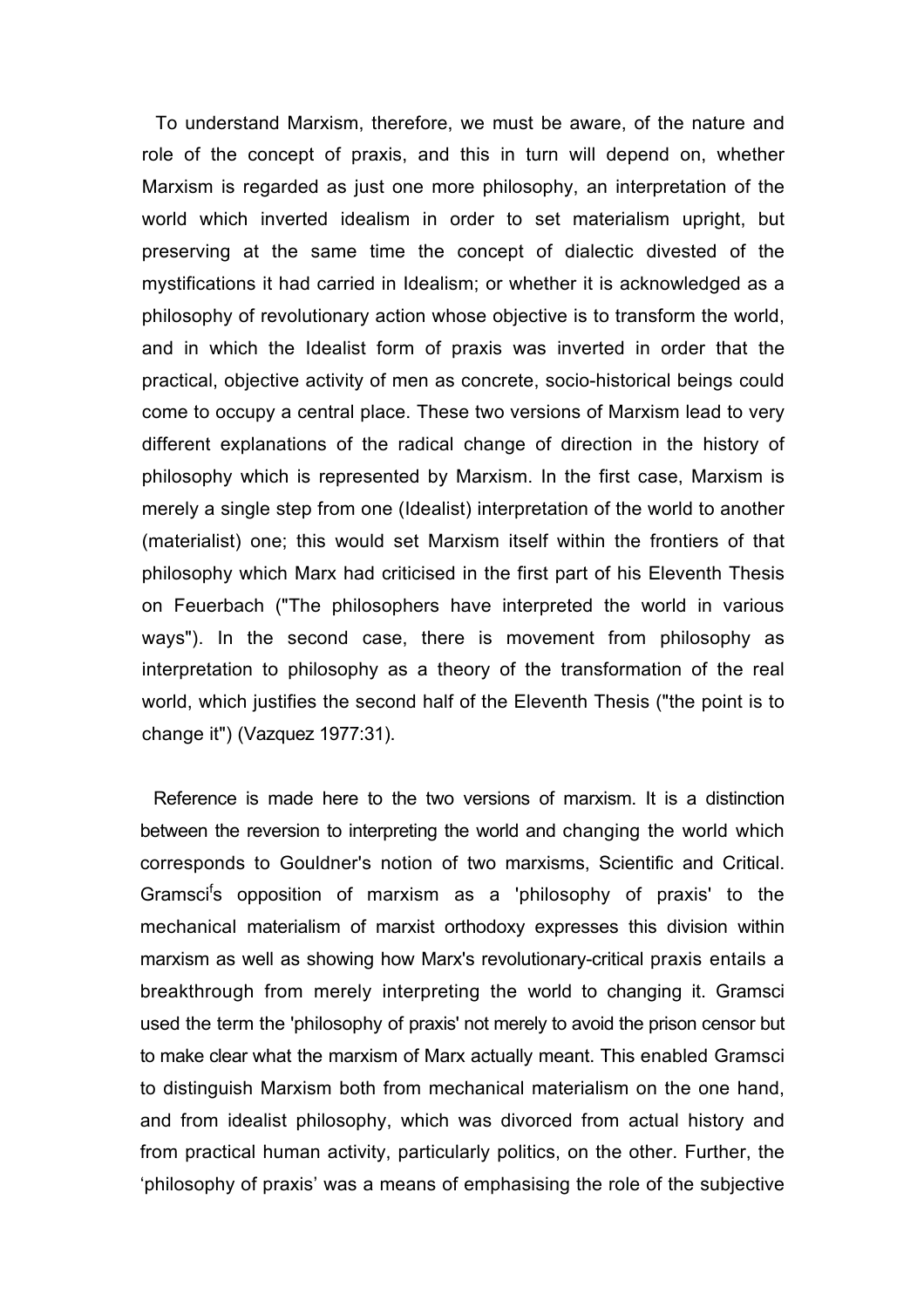To understand Marxism, therefore, we must be aware, of the nature and role of the concept of praxis, and this in turn will depend on, whether Marxism is regarded as just one more philosophy, an interpretation of the world which inverted idealism in order to set materialism upright, but preserving at the same time the concept of dialectic divested of the mystifications it had carried in Idealism; or whether it is acknowledged as a philosophy of revolutionary action whose objective is to transform the world, and in which the Idealist form of praxis was inverted in order that the practical, objective activity of men as concrete, socio-historical beings could come to occupy a central place. These two versions of Marxism lead to very different explanations of the radical change of direction in the history of philosophy which is represented by Marxism. In the first case, Marxism is merely a single step from one (Idealist) interpretation of the world to another (materialist) one; this would set Marxism itself within the frontiers of that philosophy which Marx had criticised in the first part of his Eleventh Thesis on Feuerbach ("The philosophers have interpreted the world in various ways"). In the second case, there is movement from philosophy as interpretation to philosophy as a theory of the transformation of the real world, which justifies the second half of the Eleventh Thesis ("the point is to change it") (Vazquez 1977:31).

Reference is made here to the two versions of marxism. It is a distinction between the reversion to interpreting the world and changing the world which corresponds to Gouldner's notion of two marxisms, Scientific and Critical. Gramsci's opposition of marxism as a 'philosophy of praxis' to the mechanical materialism of marxist orthodoxy expresses this division within marxism as well as showing how Marx's revolutionary-critical praxis entails a breakthrough from merely interpreting the world to changing it. Gramsci used the term the 'philosophy of praxis' not merely to avoid the prison censor but to make clear what the marxism of Marx actually meant. This enabled Gramsci to distinguish Marxism both from mechanical materialism on the one hand, and from idealist philosophy, which was divorced from actual history and from practical human activity, particularly politics, on the other. Further, the 'philosophy of praxis' was a means of emphasising the role of the subjective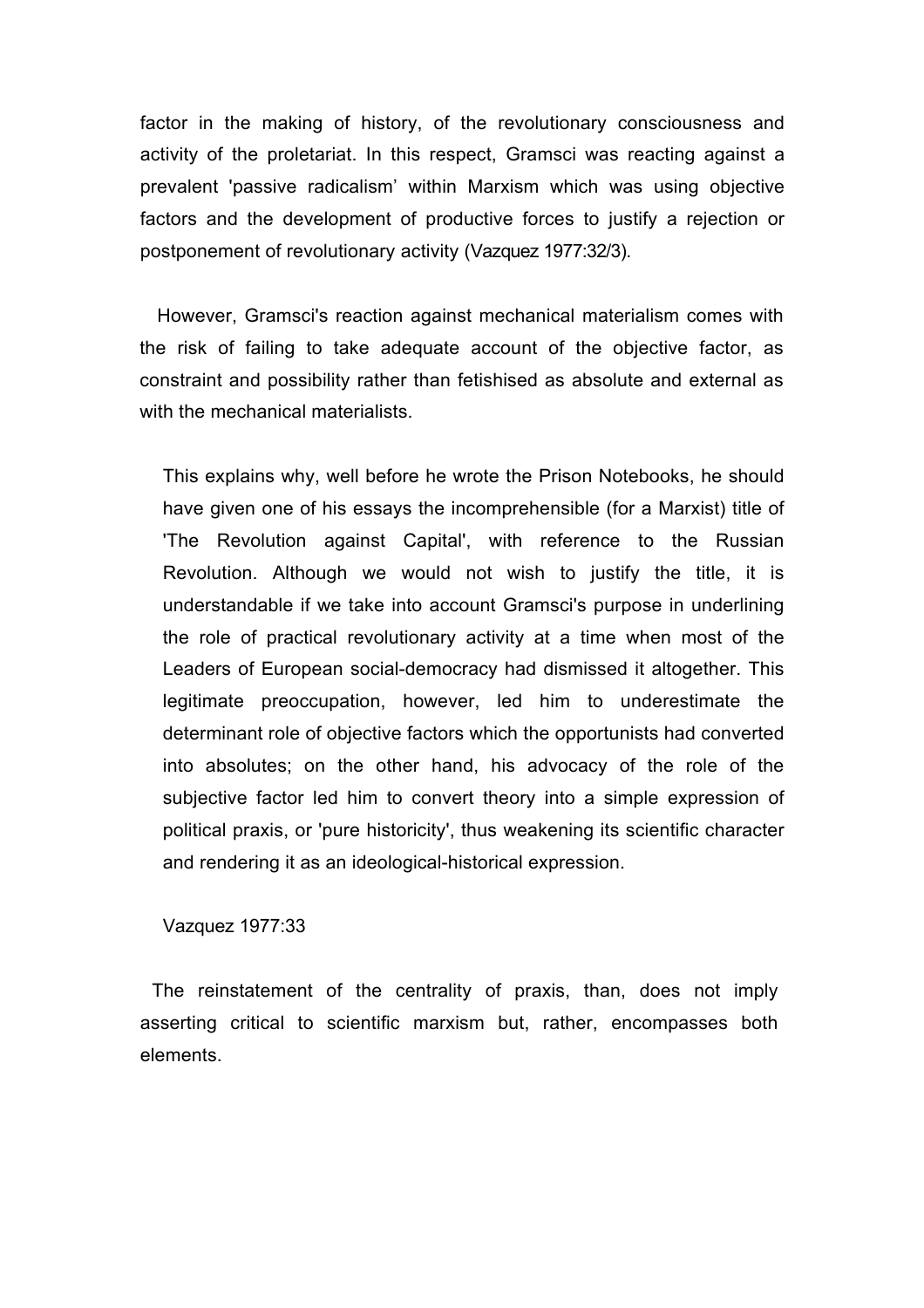factor in the making of history, of the revolutionary consciousness and activity of the proletariat. In this respect, Gramsci was reacting against a prevalent 'passive radicalism' within Marxism which was using objective factors and the development of productive forces to justify a rejection or postponement of revolutionary activity (Vazquez 1977:32/3).

However, Gramsci's reaction against mechanical materialism comes with the risk of failing to take adequate account of the objective factor, as constraint and possibility rather than fetishised as absolute and external as with the mechanical materialists.

> This explains why, well before he wrote the Prison Notebooks, he should have given one of his essays the incomprehensible (for a Marxist) title of 'The Revolution against Capital', with reference to the Russian Revolution. Although we would not wish to justify the title, it is understandable if we take into account Gramsci's purpose in underlining the role of practical revolutionary activity at a time when most of the Leaders of European social-democracy had dismissed it altogether. This legitimate preoccupation, however, led him to underestimate the determinant role of objective factors which the opportunists had converted into absolutes; on the other hand, his advocacy of the role of the subjective factor led him to convert theory into a simple expression of political praxis, or 'pure historicity', thus weakening its scientific character and rendering it as an ideological-historical expression.
>
> Vazquez 1977:33

The reinstatement of the centrality of praxis, than, does not imply asserting critical to scientific marxism but, rather, encompasses both elements.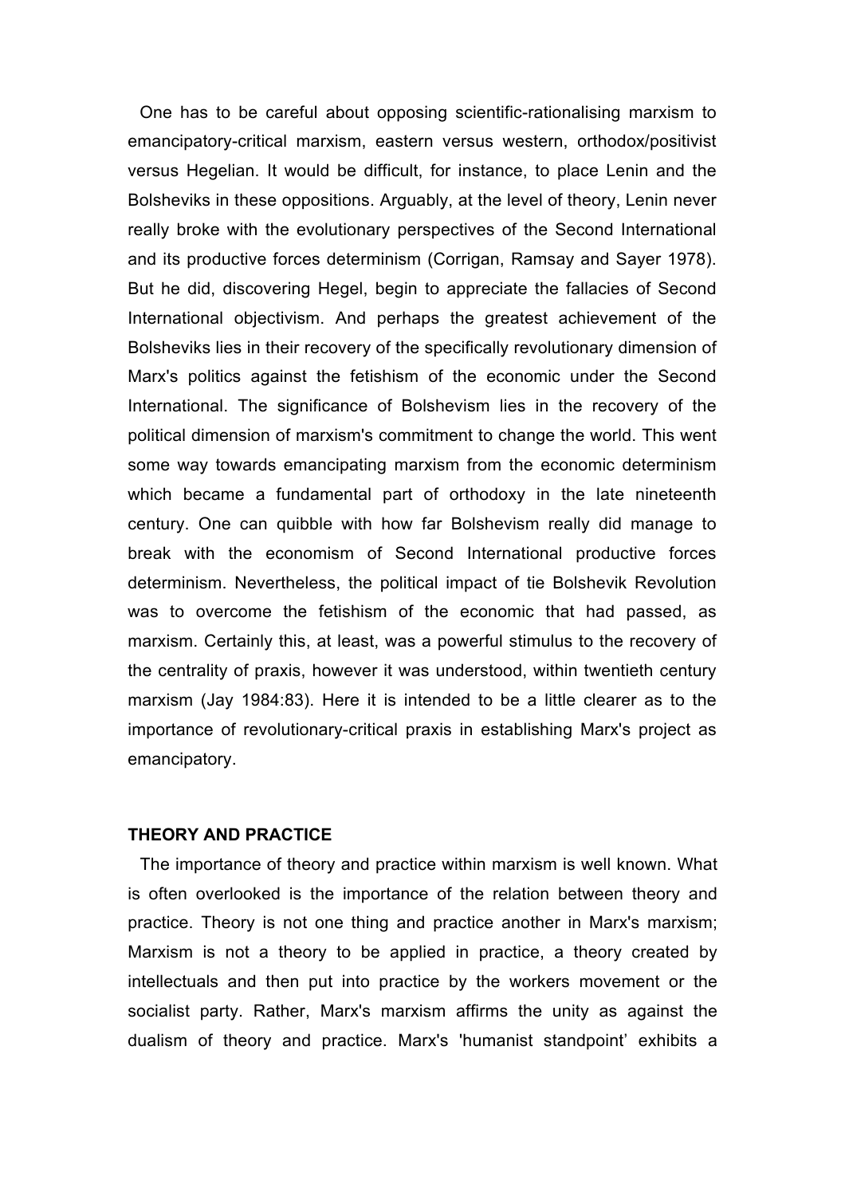One has to be careful about opposing scientific-rationalising marxism to emancipatory-critical marxism, eastern versus western, orthodox/positivist versus Hegelian. It would be difficult, for instance, to place Lenin and the Bolsheviks in these oppositions. Arguably, at the level of theory, Lenin never really broke with the evolutionary perspectives of the Second International and its productive forces determinism (Corrigan, Ramsay and Sayer 1978). But he did, discovering Hegel, begin to appreciate the fallacies of Second International objectivism. And perhaps the greatest achievement of the Bolsheviks lies in their recovery of the specifically revolutionary dimension of Marx's politics against the fetishism of the economic under the Second International. The significance of Bolshevism lies in the recovery of the political dimension of marxism's commitment to change the world. This went some way towards emancipating marxism from the economic determinism which became a fundamental part of orthodoxy in the late nineteenth century. One can quibble with how far Bolshevism really did manage to break with the economism of Second International productive forces determinism. Nevertheless, the political impact of tie Bolshevik Revolution was to overcome the fetishism of the economic that had passed, as marxism. Certainly this, at least, was a powerful stimulus to the recovery of the centrality of praxis, however it was understood, within twentieth century marxism (Jay 1984:83). Here it is intended to be a little clearer as to the importance of revolutionary-critical praxis in establishing Marx's project as emancipatory.

## THEORY AND PRACTICE

The importance of theory and practice within marxism is well known. What is often overlooked is the importance of the relation between theory and practice. Theory is not one thing and practice another in Marx's marxism; Marxism is not a theory to be applied in practice, a theory created by intellectuals and then put into practice by the workers movement or the socialist party. Rather, Marx's marxism affirms the unity as against the dualism of theory and practice. Marx's 'humanist standpoint' exhibits a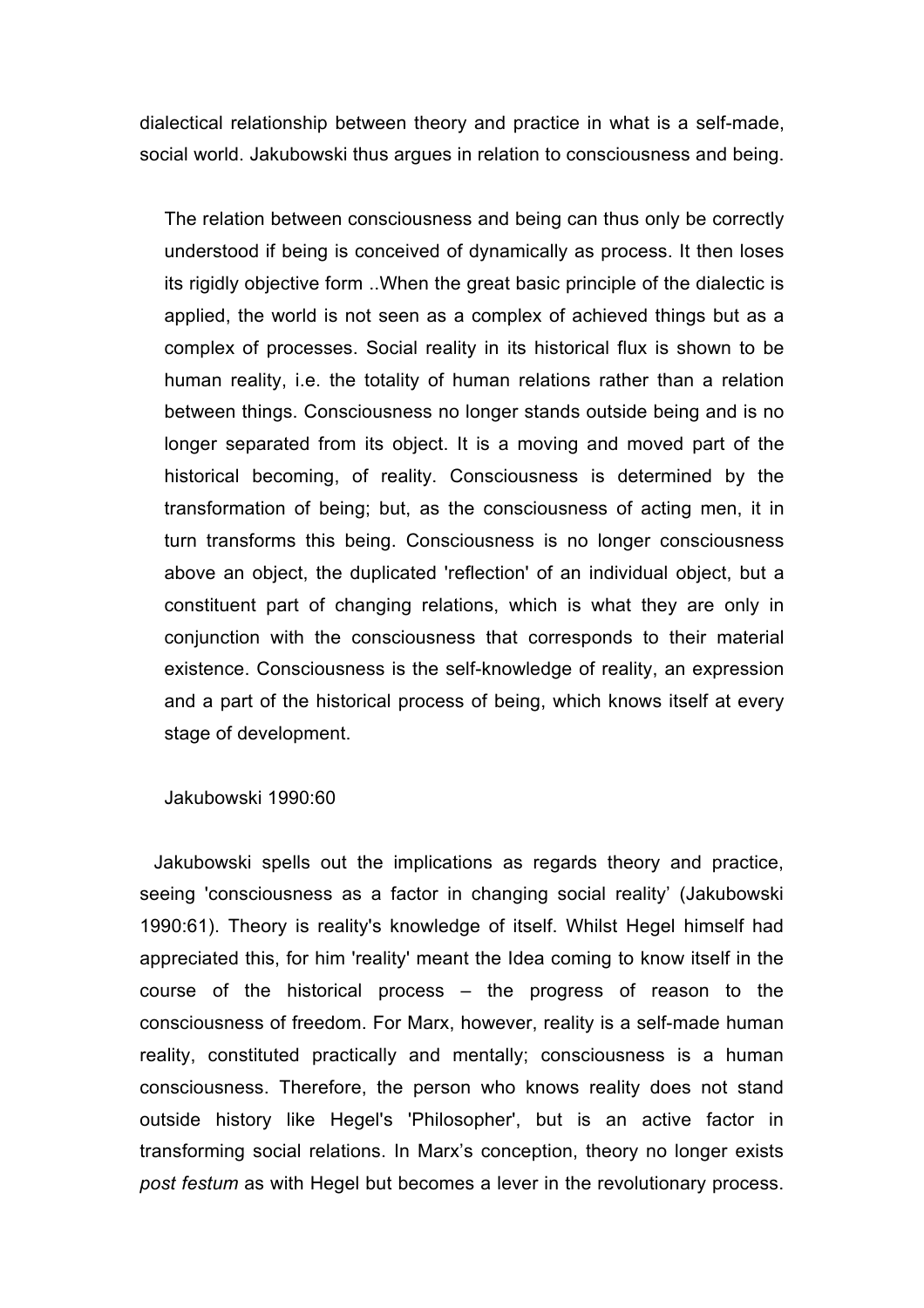dialectical relationship between theory and practice in what is a self-made, social world. Jakubowski thus argues in relation to consciousness and being.

> The relation between consciousness and being can thus only be correctly understood if being is conceived of dynamically as process. It then loses its rigidly objective form ..When the great basic principle of the dialectic is applied, the world is not seen as a complex of achieved things but as a complex of processes. Social reality in its historical flux is shown to be human reality, i.e. the totality of human relations rather than a relation between things. Consciousness no longer stands outside being and is no longer separated from its object. It is a moving and moved part of the historical becoming, of reality. Consciousness is determined by the transformation of being; but, as the consciousness of acting men, it in turn transforms this being. Consciousness is no longer consciousness above an object, the duplicated 'reflection' of an individual object, but a constituent part of changing relations, which is what they are only in conjunction with the consciousness that corresponds to their material existence. Consciousness is the self-knowledge of reality, an expression and a part of the historical process of being, which knows itself at every stage of development.
>
> Jakubowski 1990:60

Jakubowski spells out the implications as regards theory and practice, seeing 'consciousness as a factor in changing social reality' (Jakubowski 1990:61). Theory is reality's knowledge of itself. Whilst Hegel himself had appreciated this, for him 'reality' meant the Idea coming to know itself in the course of the historical process – the progress of reason to the consciousness of freedom. For Marx, however, reality is a self-made human reality, constituted practically and mentally; consciousness is a human consciousness. Therefore, the person who knows reality does not stand outside history like Hegel's 'Philosopher', but is an active factor in transforming social relations. In Marx's conception, theory no longer exists *post festum* as with Hegel but becomes a lever in the revolutionary process.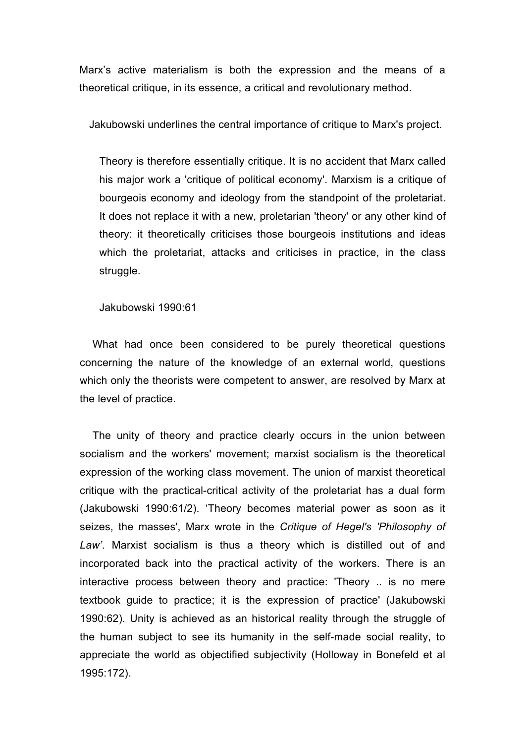Marx's active materialism is both the expression and the means of a theoretical critique, in its essence, a critical and revolutionary method.

Jakubowski underlines the central importance of critique to Marx's project.

> Theory is therefore essentially critique. It is no accident that Marx called his major work a 'critique of political economy'. Marxism is a critique of bourgeois economy and ideology from the standpoint of the proletariat. It does not replace it with a new, proletarian 'theory' or any other kind of theory: it theoretically criticises those bourgeois institutions and ideas which the proletariat, attacks and criticises in practice, in the class struggle.
>
> Jakubowski 1990:61

What had once been considered to be purely theoretical questions concerning the nature of the knowledge of an external world, questions which only the theorists were competent to answer, are resolved by Marx at the level of practice.

The unity of theory and practice clearly occurs in the union between socialism and the workers' movement; marxist socialism is the theoretical expression of the working class movement. The union of marxist theoretical critique with the practical-critical activity of the proletariat has a dual form (Jakubowski 1990:61/2). 'Theory becomes material power as soon as it seizes, the masses', Marx wrote in the *Critique of Hegel's 'Philosophy of Law'*. Marxist socialism is thus a theory which is distilled out of and incorporated back into the practical activity of the workers. There is an interactive process between theory and practice: 'Theory .. is no mere textbook guide to practice; it is the expression of practice' (Jakubowski 1990:62). Unity is achieved as an historical reality through the struggle of the human subject to see its humanity in the self-made social reality, to appreciate the world as objectified subjectivity (Holloway in Bonefeld et al 1995:172).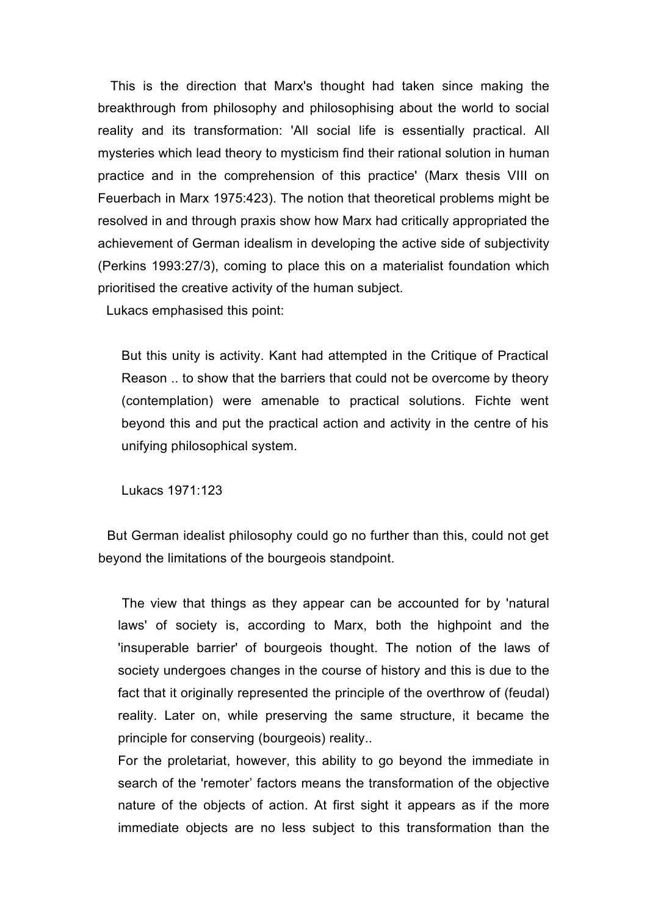This is the direction that Marx's thought had taken since making the breakthrough from philosophy and philosophising about the world to social reality and its transformation: 'All social life is essentially practical. All mysteries which lead theory to mysticism find their rational solution in human practice and in the comprehension of this practice' (Marx thesis VIII on Feuerbach in Marx 1975:423). The notion that theoretical problems might be resolved in and through praxis show how Marx had critically appropriated the achievement of German idealism in developing the active side of subjectivity (Perkins 1993:27/3), coming to place this on a materialist foundation which prioritised the creative activity of the human subject.

Lukacs emphasised this point:

> But this unity is activity. Kant had attempted in the Critique of Practical Reason .. to show that the barriers that could not be overcome by theory (contemplation) were amenable to practical solutions. Fichte went beyond this and put the practical action and activity in the centre of his unifying philosophical system.
>
> Lukacs 1971:123

But German idealist philosophy could go no further than this, could not get beyond the limitations of the bourgeois standpoint.

> The view that things as they appear can be accounted for by 'natural laws' of society is, according to Marx, both the highpoint and the 'insuperable barrier' of bourgeois thought. The notion of the laws of society undergoes changes in the course of history and this is due to the fact that it originally represented the principle of the overthrow of (feudal) reality. Later on, while preserving the same structure, it became the principle for conserving (bourgeois) reality..
>
> For the proletariat, however, this ability to go beyond the immediate in search of the 'remoter' factors means the transformation of the objective nature of the objects of action. At first sight it appears as if the more immediate objects are no less subject to this transformation than the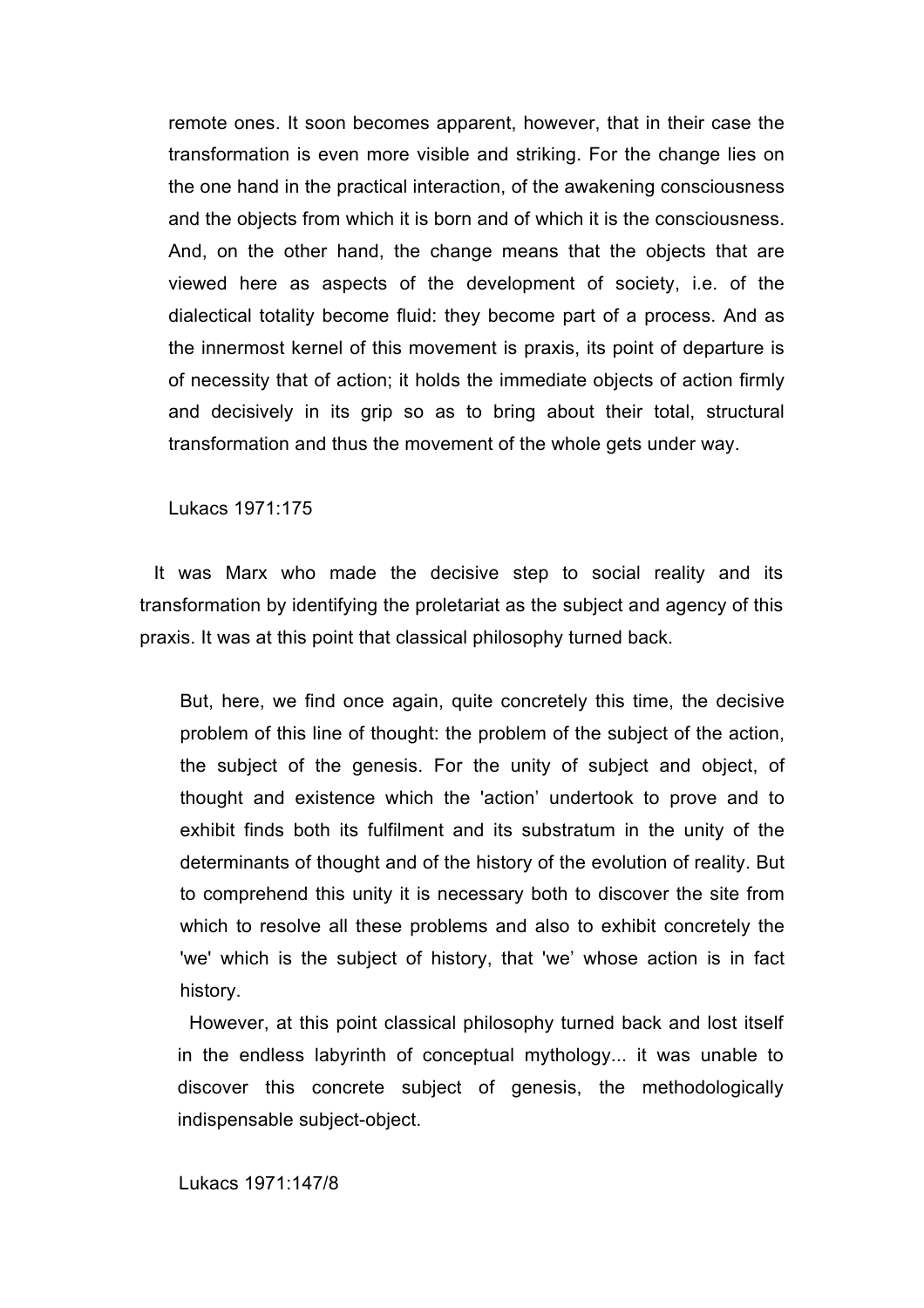> remote ones. It soon becomes apparent, however, that in their case the transformation is even more visible and striking. For the change lies on the one hand in the practical interaction, of the awakening consciousness and the objects from which it is born and of which it is the consciousness. And, on the other hand, the change means that the objects that are viewed here as aspects of the development of society, i.e. of the dialectical totality become fluid: they become part of a process. And as the innermost kernel of this movement is praxis, its point of departure is of necessity that of action; it holds the immediate objects of action firmly and decisively in its grip so as to bring about their total, structural transformation and thus the movement of the whole gets under way.
>
> Lukacs 1971:175

It was Marx who made the decisive step to social reality and its transformation by identifying the proletariat as the subject and agency of this praxis. It was at this point that classical philosophy turned back.

> But, here, we find once again, quite concretely this time, the decisive problem of this line of thought: the problem of the subject of the action, the subject of the genesis. For the unity of subject and object, of thought and existence which the 'action' undertook to prove and to exhibit finds both its fulfilment and its substratum in the unity of the determinants of thought and of the history of the evolution of reality. But to comprehend this unity it is necessary both to discover the site from which to resolve all these problems and also to exhibit concretely the 'we' which is the subject of history, that 'we' whose action is in fact history.
>
> However, at this point classical philosophy turned back and lost itself in the endless labyrinth of conceptual mythology... it was unable to discover this concrete subject of genesis, the methodologically indispensable subject-object.
>
> Lukacs 1971:147/8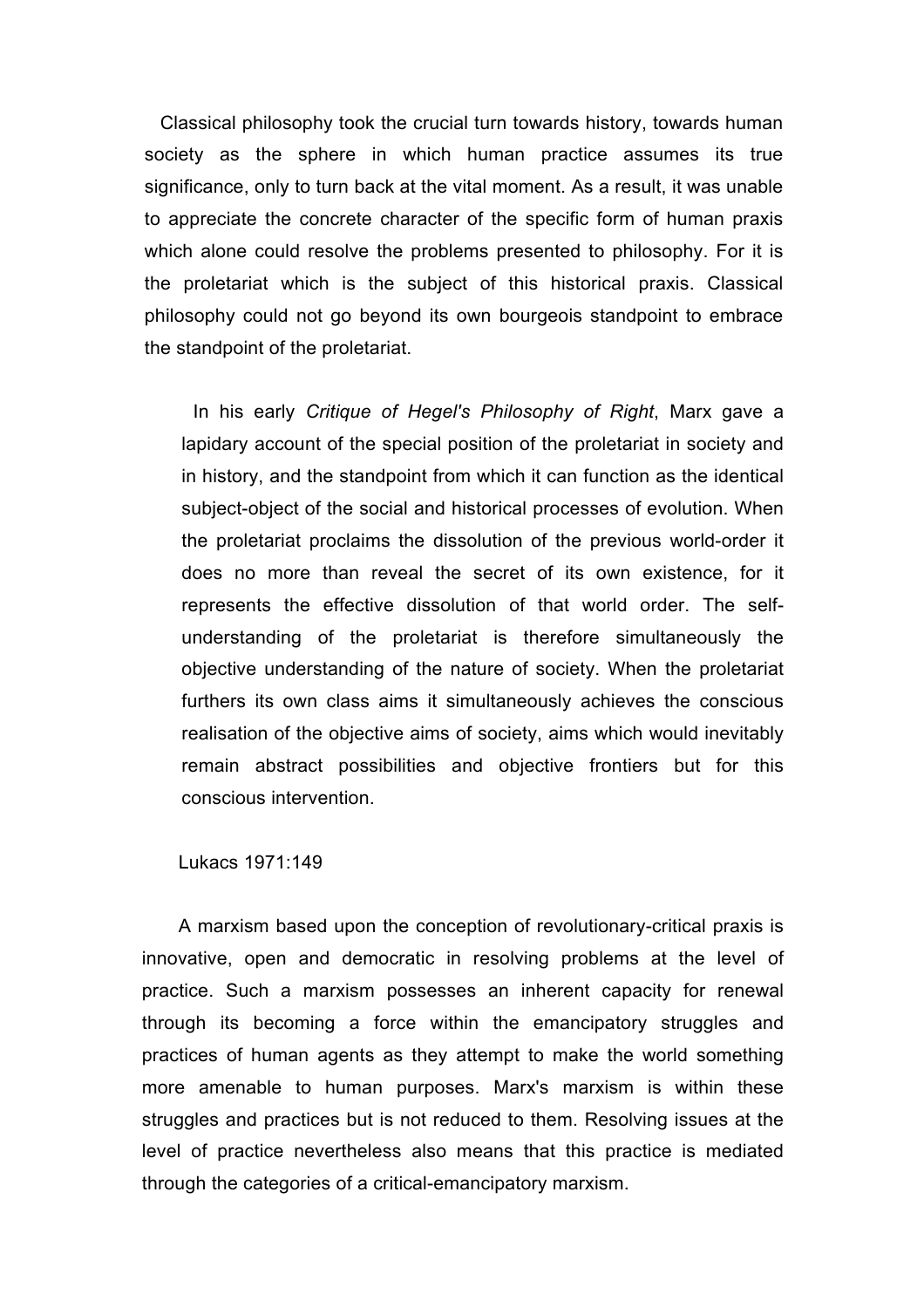Classical philosophy took the crucial turn towards history, towards human society as the sphere in which human practice assumes its true significance, only to turn back at the vital moment. As a result, it was unable to appreciate the concrete character of the specific form of human praxis which alone could resolve the problems presented to philosophy. For it is the proletariat which is the subject of this historical praxis. Classical philosophy could not go beyond its own bourgeois standpoint to embrace the standpoint of the proletariat.

> In his early *Critique of Hegel's Philosophy of Right*, Marx gave a lapidary account of the special position of the proletariat in society and in history, and the standpoint from which it can function as the identical subject-object of the social and historical processes of evolution. When the proletariat proclaims the dissolution of the previous world-order it does no more than reveal the secret of its own existence, for it represents the effective dissolution of that world order. The self-understanding of the proletariat is therefore simultaneously the objective understanding of the nature of society. When the proletariat furthers its own class aims it simultaneously achieves the conscious realisation of the objective aims of society, aims which would inevitably remain abstract possibilities and objective frontiers but for this conscious intervention.
>
> Lukacs 1971:149

A marxism based upon the conception of revolutionary-critical praxis is innovative, open and democratic in resolving problems at the level of practice. Such a marxism possesses an inherent capacity for renewal through its becoming a force within the emancipatory struggles and practices of human agents as they attempt to make the world something more amenable to human purposes. Marx's marxism is within these struggles and practices but is not reduced to them. Resolving issues at the level of practice nevertheless also means that this practice is mediated through the categories of a critical-emancipatory marxism.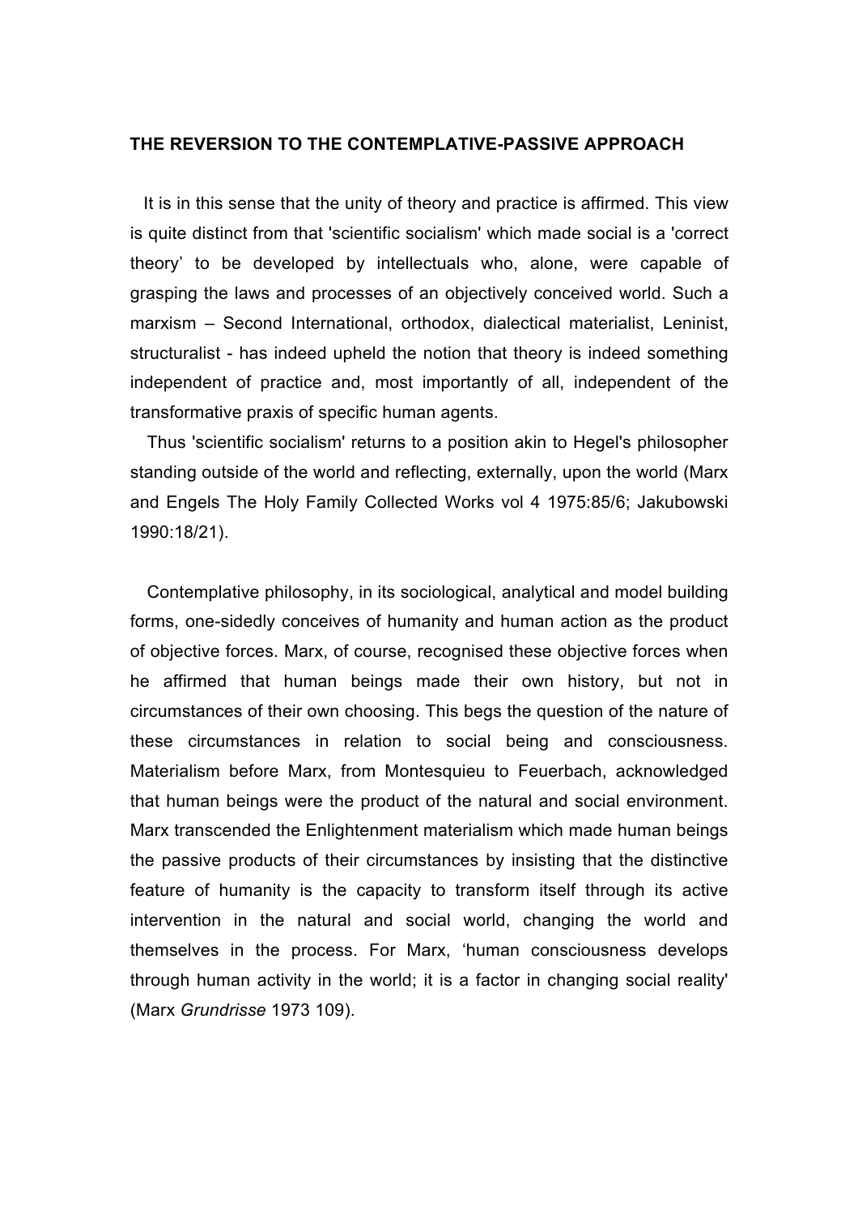## THE REVERSION TO THE CONTEMPLATIVE-PASSIVE APPROACH

It is in this sense that the unity of theory and practice is affirmed. This view is quite distinct from that 'scientific socialism' which made social is a 'correct theory' to be developed by intellectuals who, alone, were capable of grasping the laws and processes of an objectively conceived world. Such a marxism – Second International, orthodox, dialectical materialist, Leninist, structuralist - has indeed upheld the notion that theory is indeed something independent of practice and, most importantly of all, independent of the transformative praxis of specific human agents.

Thus 'scientific socialism' returns to a position akin to Hegel's philosopher standing outside of the world and reflecting, externally, upon the world (Marx and Engels The Holy Family Collected Works vol 4 1975:85/6; Jakubowski 1990:18/21).

Contemplative philosophy, in its sociological, analytical and model building forms, one-sidedly conceives of humanity and human action as the product of objective forces. Marx, of course, recognised these objective forces when he affirmed that human beings made their own history, but not in circumstances of their own choosing. This begs the question of the nature of these circumstances in relation to social being and consciousness. Materialism before Marx, from Montesquieu to Feuerbach, acknowledged that human beings were the product of the natural and social environment. Marx transcended the Enlightenment materialism which made human beings the passive products of their circumstances by insisting that the distinctive feature of humanity is the capacity to transform itself through its active intervention in the natural and social world, changing the world and themselves in the process. For Marx, 'human consciousness develops through human activity in the world; it is a factor in changing social reality' (Marx *Grundrisse* 1973 109).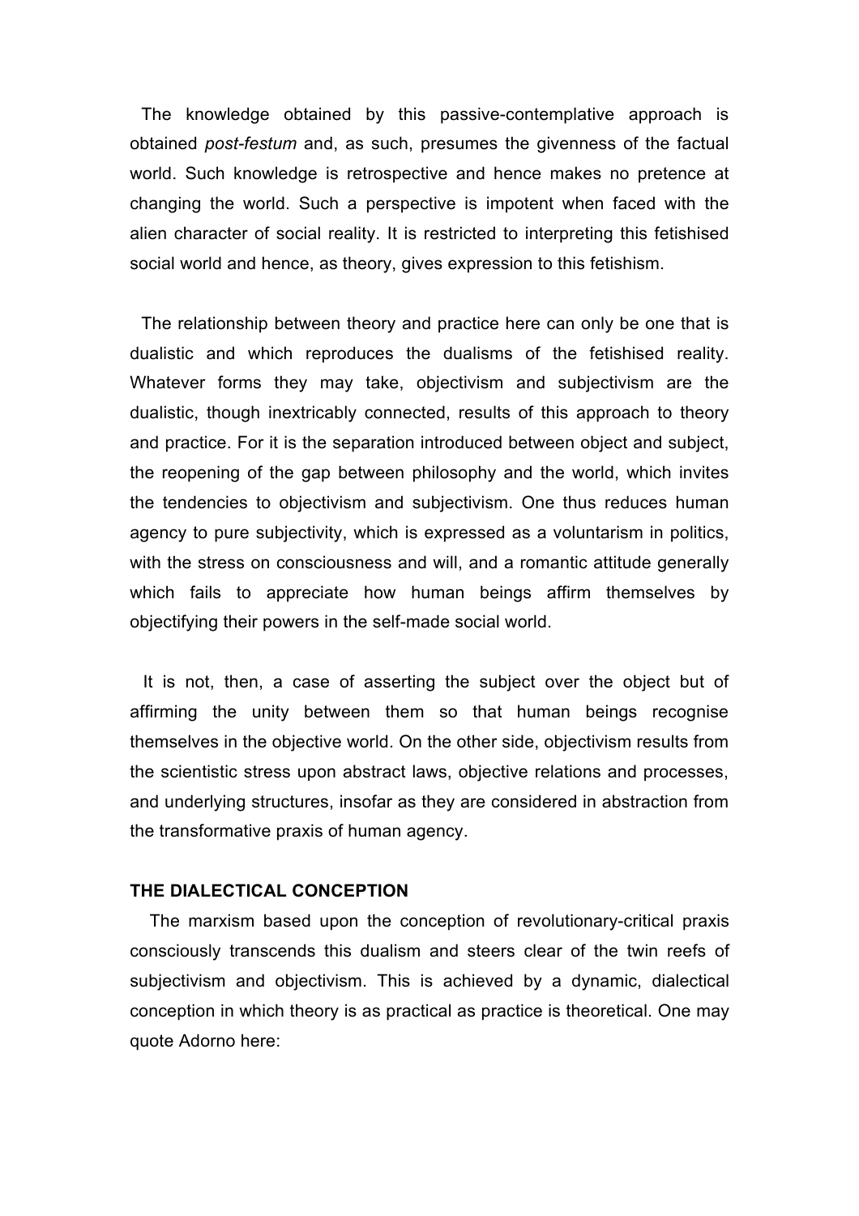The knowledge obtained by this passive-contemplative approach is obtained *post-festum* and, as such, presumes the givenness of the factual world. Such knowledge is retrospective and hence makes no pretence at changing the world. Such a perspective is impotent when faced with the alien character of social reality. It is restricted to interpreting this fetishised social world and hence, as theory, gives expression to this fetishism.

The relationship between theory and practice here can only be one that is dualistic and which reproduces the dualisms of the fetishised reality. Whatever forms they may take, objectivism and subjectivism are the dualistic, though inextricably connected, results of this approach to theory and practice. For it is the separation introduced between object and subject, the reopening of the gap between philosophy and the world, which invites the tendencies to objectivism and subjectivism. One thus reduces human agency to pure subjectivity, which is expressed as a voluntarism in politics, with the stress on consciousness and will, and a romantic attitude generally which fails to appreciate how human beings affirm themselves by objectifying their powers in the self-made social world.

It is not, then, a case of asserting the subject over the object but of affirming the unity between them so that human beings recognise themselves in the objective world. On the other side, objectivism results from the scientistic stress upon abstract laws, objective relations and processes, and underlying structures, insofar as they are considered in abstraction from the transformative praxis of human agency.

**THE DIALECTICAL CONCEPTION**

The marxism based upon the conception of revolutionary-critical praxis consciously transcends this dualism and steers clear of the twin reefs of subjectivism and objectivism. This is achieved by a dynamic, dialectical conception in which theory is as practical as practice is theoretical. One may quote Adorno here: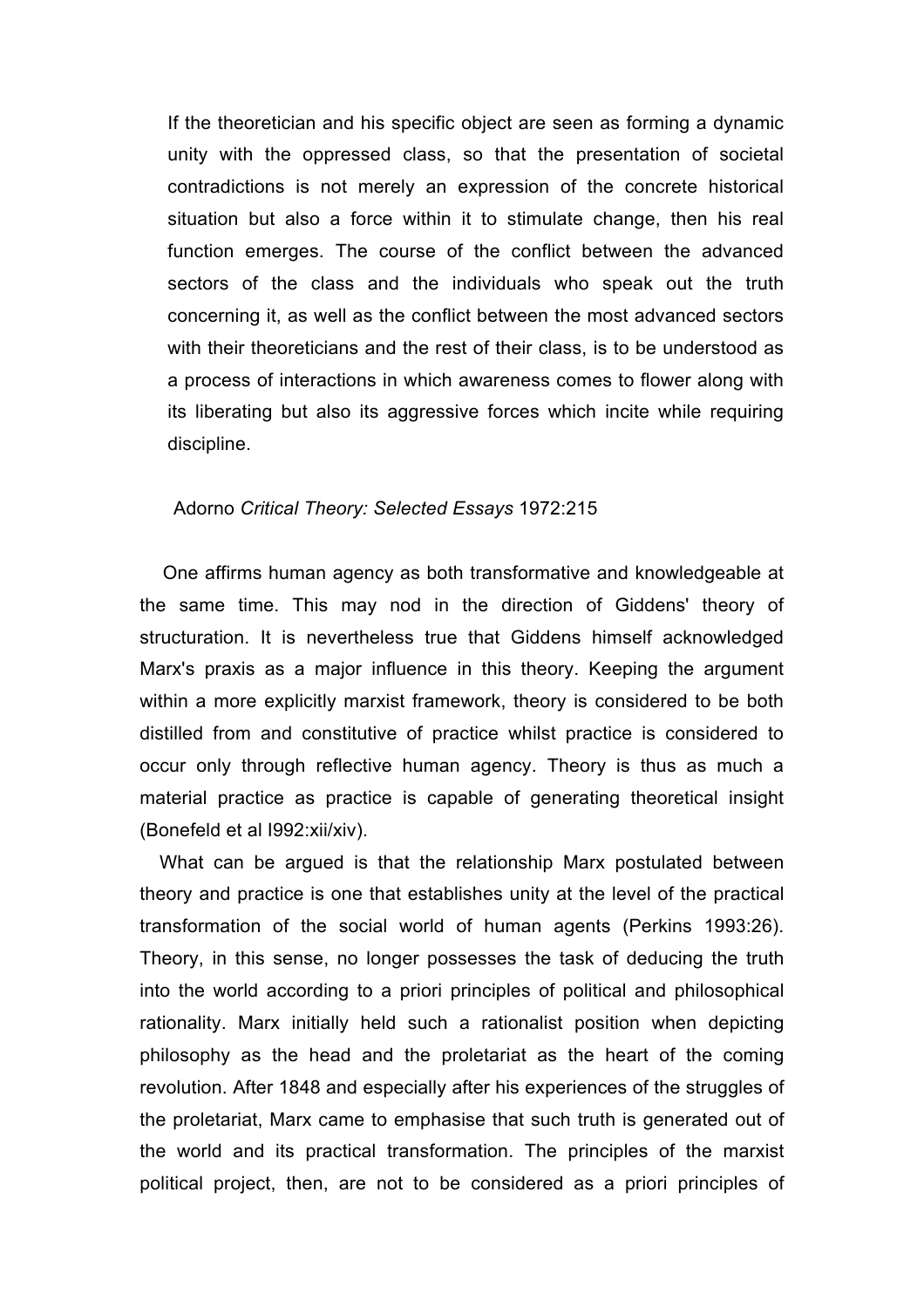> If the theoretician and his specific object are seen as forming a dynamic unity with the oppressed class, so that the presentation of societal contradictions is not merely an expression of the concrete historical situation but also a force within it to stimulate change, then his real function emerges. The course of the conflict between the advanced sectors of the class and the individuals who speak out the truth concerning it, as well as the conflict between the most advanced sectors with their theoreticians and the rest of their class, is to be understood as a process of interactions in which awareness comes to flower along with its liberating but also its aggressive forces which incite while requiring discipline.
>
> Adorno *Critical Theory: Selected Essays* 1972:215

One affirms human agency as both transformative and knowledgeable at the same time. This may nod in the direction of Giddens' theory of structuration. It is nevertheless true that Giddens himself acknowledged Marx's praxis as a major influence in this theory. Keeping the argument within a more explicitly marxist framework, theory is considered to be both distilled from and constitutive of practice whilst practice is considered to occur only through reflective human agency. Theory is thus as much a material practice as practice is capable of generating theoretical insight (Bonefeld et al I992:xii/xiv).

What can be argued is that the relationship Marx postulated between theory and practice is one that establishes unity at the level of the practical transformation of the social world of human agents (Perkins 1993:26). Theory, in this sense, no longer possesses the task of deducing the truth into the world according to a priori principles of political and philosophical rationality. Marx initially held such a rationalist position when depicting philosophy as the head and the proletariat as the heart of the coming revolution. After 1848 and especially after his experiences of the struggles of the proletariat, Marx came to emphasise that such truth is generated out of the world and its practical transformation. The principles of the marxist political project, then, are not to be considered as a priori principles of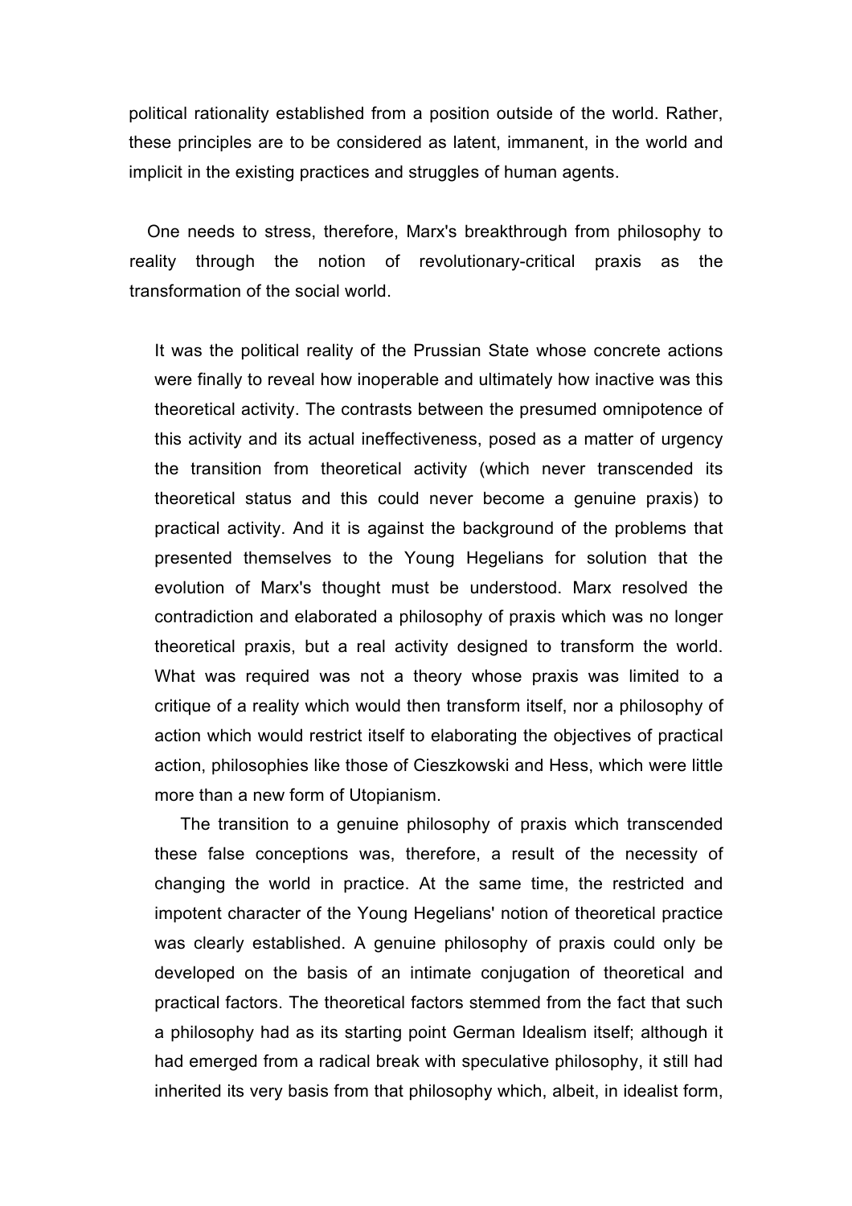political rationality established from a position outside of the world. Rather, these principles are to be considered as latent, immanent, in the world and implicit in the existing practices and struggles of human agents.

One needs to stress, therefore, Marx's breakthrough from philosophy to reality through the notion of revolutionary-critical praxis as the transformation of the social world.

> It was the political reality of the Prussian State whose concrete actions were finally to reveal how inoperable and ultimately how inactive was this theoretical activity. The contrasts between the presumed omnipotence of this activity and its actual ineffectiveness, posed as a matter of urgency the transition from theoretical activity (which never transcended its theoretical status and this could never become a genuine praxis) to practical activity. And it is against the background of the problems that presented themselves to the Young Hegelians for solution that the evolution of Marx's thought must be understood. Marx resolved the contradiction and elaborated a philosophy of praxis which was no longer theoretical praxis, but a real activity designed to transform the world. What was required was not a theory whose praxis was limited to a critique of a reality which would then transform itself, nor a philosophy of action which would restrict itself to elaborating the objectives of practical action, philosophies like those of Cieszkowski and Hess, which were little more than a new form of Utopianism.
>
> The transition to a genuine philosophy of praxis which transcended these false conceptions was, therefore, a result of the necessity of changing the world in practice. At the same time, the restricted and impotent character of the Young Hegelians' notion of theoretical practice was clearly established. A genuine philosophy of praxis could only be developed on the basis of an intimate conjugation of theoretical and practical factors. The theoretical factors stemmed from the fact that such a philosophy had as its starting point German Idealism itself; although it had emerged from a radical break with speculative philosophy, it still had inherited its very basis from that philosophy which, albeit, in idealist form,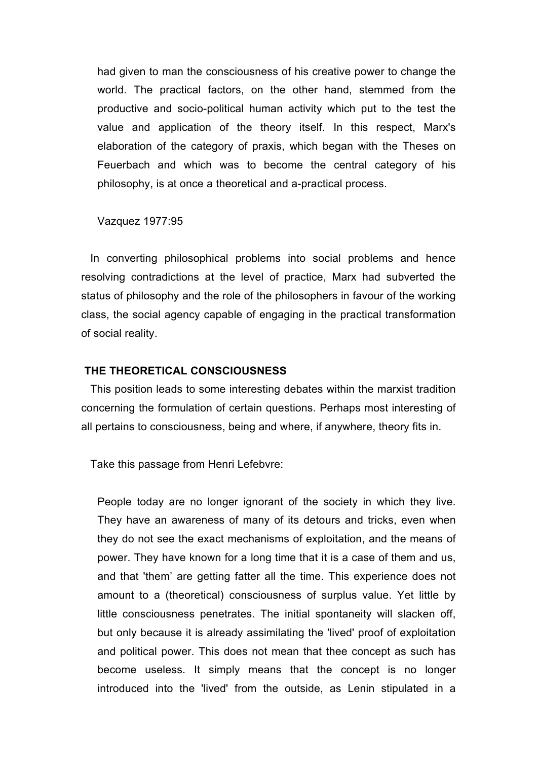> had given to man the consciousness of his creative power to change the world. The practical factors, on the other hand, stemmed from the productive and socio-political human activity which put to the test the value and application of the theory itself. In this respect, Marx's elaboration of the category of praxis, which began with the Theses on Feuerbach and which was to become the central category of his philosophy, is at once a theoretical and a-practical process.
>
> Vazquez 1977:95

In converting philosophical problems into social problems and hence resolving contradictions at the level of practice, Marx had subverted the status of philosophy and the role of the philosophers in favour of the working class, the social agency capable of engaging in the practical transformation of social reality.

**THE THEORETICAL CONSCIOUSNESS**

This position leads to some interesting debates within the marxist tradition concerning the formulation of certain questions. Perhaps most interesting of all pertains to consciousness, being and where, if anywhere, theory fits in.

Take this passage from Henri Lefebvre:

> People today are no longer ignorant of the society in which they live. They have an awareness of many of its detours and tricks, even when they do not see the exact mechanisms of exploitation, and the means of power. They have known for a long time that it is a case of them and us, and that 'them' are getting fatter all the time. This experience does not amount to a (theoretical) consciousness of surplus value. Yet little by little consciousness penetrates. The initial spontaneity will slacken off, but only because it is already assimilating the 'lived' proof of exploitation and political power. This does not mean that thee concept as such has become useless. It simply means that the concept is no longer introduced into the 'lived' from the outside, as Lenin stipulated in a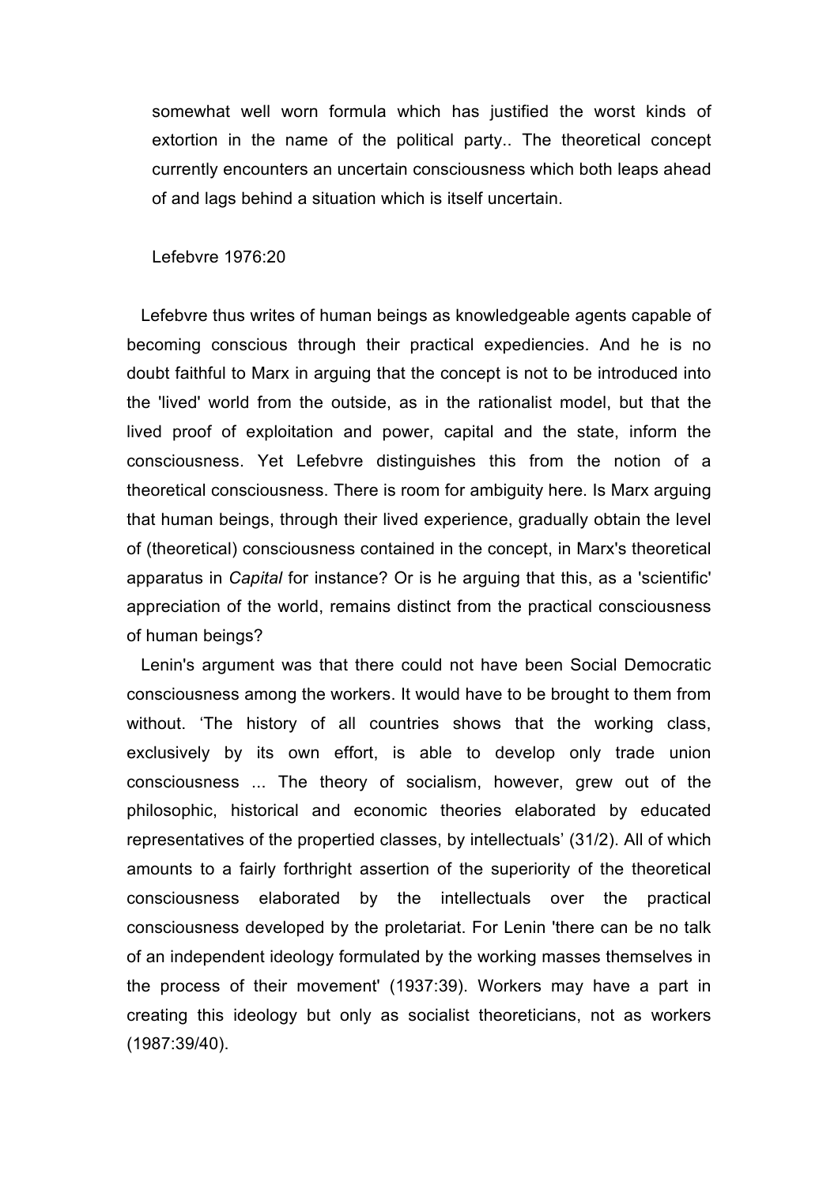> somewhat well worn formula which has justified the worst kinds of extortion in the name of the political party.. The theoretical concept currently encounters an uncertain consciousness which both leaps ahead of and lags behind a situation which is itself uncertain.
>
> Lefebvre 1976:20

Lefebvre thus writes of human beings as knowledgeable agents capable of becoming conscious through their practical expediencies. And he is no doubt faithful to Marx in arguing that the concept is not to be introduced into the 'lived' world from the outside, as in the rationalist model, but that the lived proof of exploitation and power, capital and the state, inform the consciousness. Yet Lefebvre distinguishes this from the notion of a theoretical consciousness. There is room for ambiguity here. Is Marx arguing that human beings, through their lived experience, gradually obtain the level of (theoretical) consciousness contained in the concept, in Marx's theoretical apparatus in *Capital* for instance? Or is he arguing that this, as a 'scientific' appreciation of the world, remains distinct from the practical consciousness of human beings?

Lenin's argument was that there could not have been Social Democratic consciousness among the workers. It would have to be brought to them from without. 'The history of all countries shows that the working class, exclusively by its own effort, is able to develop only trade union consciousness ... The theory of socialism, however, grew out of the philosophic, historical and economic theories elaborated by educated representatives of the propertied classes, by intellectuals' (31/2). All of which amounts to a fairly forthright assertion of the superiority of the theoretical consciousness elaborated by the intellectuals over the practical consciousness developed by the proletariat. For Lenin 'there can be no talk of an independent ideology formulated by the working masses themselves in the process of their movement' (1937:39). Workers may have a part in creating this ideology but only as socialist theoreticians, not as workers (1987:39/40).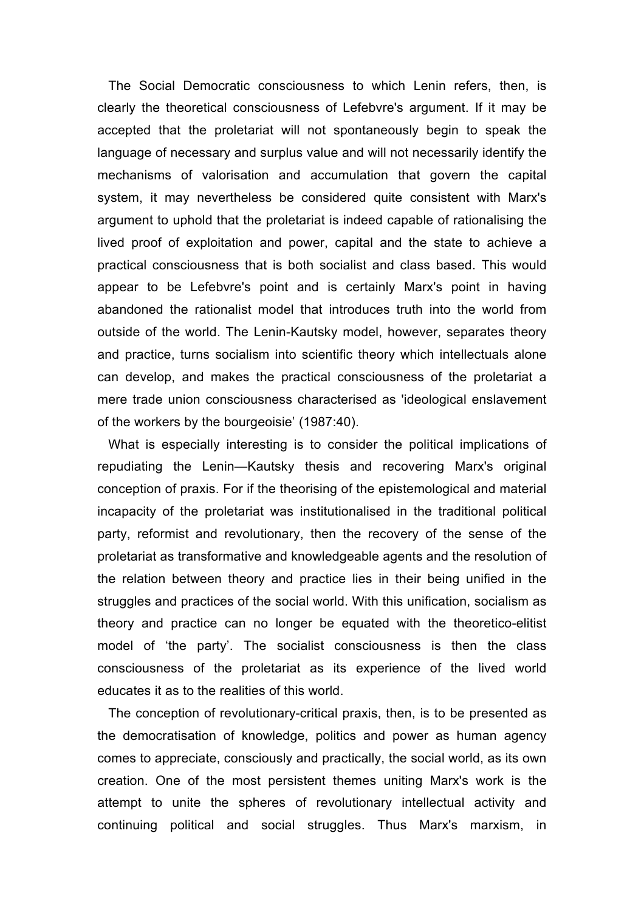The Social Democratic consciousness to which Lenin refers, then, is clearly the theoretical consciousness of Lefebvre's argument. If it may be accepted that the proletariat will not spontaneously begin to speak the language of necessary and surplus value and will not necessarily identify the mechanisms of valorisation and accumulation that govern the capital system, it may nevertheless be considered quite consistent with Marx's argument to uphold that the proletariat is indeed capable of rationalising the lived proof of exploitation and power, capital and the state to achieve a practical consciousness that is both socialist and class based. This would appear to be Lefebvre's point and is certainly Marx's point in having abandoned the rationalist model that introduces truth into the world from outside of the world. The Lenin-Kautsky model, however, separates theory and practice, turns socialism into scientific theory which intellectuals alone can develop, and makes the practical consciousness of the proletariat a mere trade union consciousness characterised as 'ideological enslavement of the workers by the bourgeoisie' (1987:40).

What is especially interesting is to consider the political implications of repudiating the Lenin—Kautsky thesis and recovering Marx's original conception of praxis. For if the theorising of the epistemological and material incapacity of the proletariat was institutionalised in the traditional political party, reformist and revolutionary, then the recovery of the sense of the proletariat as transformative and knowledgeable agents and the resolution of the relation between theory and practice lies in their being unified in the struggles and practices of the social world. With this unification, socialism as theory and practice can no longer be equated with the theoretico-elitist model of 'the party'. The socialist consciousness is then the class consciousness of the proletariat as its experience of the lived world educates it as to the realities of this world.

The conception of revolutionary-critical praxis, then, is to be presented as the democratisation of knowledge, politics and power as human agency comes to appreciate, consciously and practically, the social world, as its own creation. One of the most persistent themes uniting Marx's work is the attempt to unite the spheres of revolutionary intellectual activity and continuing political and social struggles. Thus Marx's marxism, in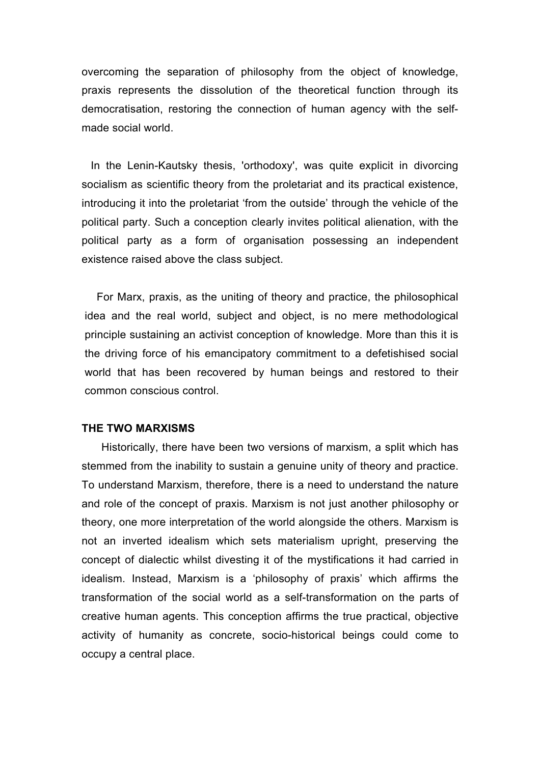overcoming the separation of philosophy from the object of knowledge, praxis represents the dissolution of the theoretical function through its democratisation, restoring the connection of human agency with the self-made social world.

In the Lenin-Kautsky thesis, 'orthodoxy', was quite explicit in divorcing socialism as scientific theory from the proletariat and its practical existence, introducing it into the proletariat 'from the outside' through the vehicle of the political party. Such a conception clearly invites political alienation, with the political party as a form of organisation possessing an independent existence raised above the class subject.

For Marx, praxis, as the uniting of theory and practice, the philosophical idea and the real world, subject and object, is no mere methodological principle sustaining an activist conception of knowledge. More than this it is the driving force of his emancipatory commitment to a defetishised social world that has been recovered by human beings and restored to their common conscious control.

**THE TWO MARXISMS**

Historically, there have been two versions of marxism, a split which has stemmed from the inability to sustain a genuine unity of theory and practice. To understand Marxism, therefore, there is a need to understand the nature and role of the concept of praxis. Marxism is not just another philosophy or theory, one more interpretation of the world alongside the others. Marxism is not an inverted idealism which sets materialism upright, preserving the concept of dialectic whilst divesting it of the mystifications it had carried in idealism. Instead, Marxism is a 'philosophy of praxis' which affirms the transformation of the social world as a self-transformation on the parts of creative human agents. This conception affirms the true practical, objective activity of humanity as concrete, socio-historical beings could come to occupy a central place.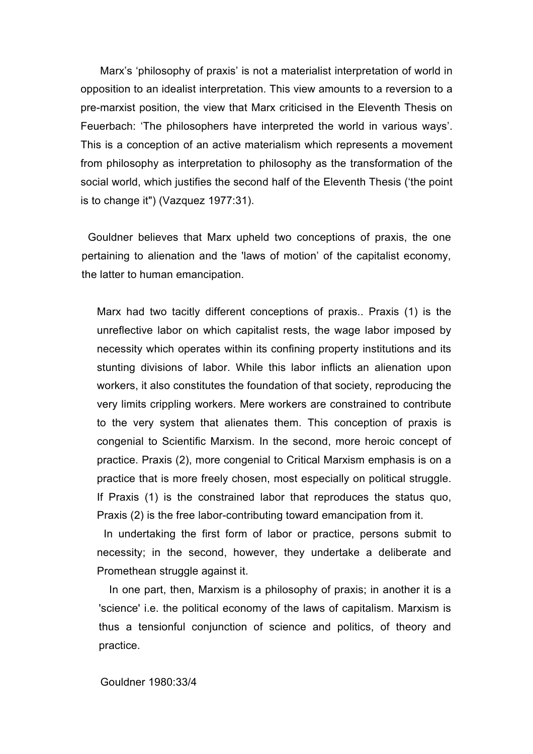Marx's 'philosophy of praxis' is not a materialist interpretation of world in opposition to an idealist interpretation. This view amounts to a reversion to a pre-marxist position, the view that Marx criticised in the Eleventh Thesis on Feuerbach: 'The philosophers have interpreted the world in various ways'. This is a conception of an active materialism which represents a movement from philosophy as interpretation to philosophy as the transformation of the social world, which justifies the second half of the Eleventh Thesis ('the point is to change it") (Vazquez 1977:31).

Gouldner believes that Marx upheld two conceptions of praxis, the one pertaining to alienation and the 'laws of motion' of the capitalist economy, the latter to human emancipation.

> Marx had two tacitly different conceptions of praxis.. Praxis (1) is the unreflective labor on which capitalist rests, the wage labor imposed by necessity which operates within its confining property institutions and its stunting divisions of labor. While this labor inflicts an alienation upon workers, it also constitutes the foundation of that society, reproducing the very limits crippling workers. Mere workers are constrained to contribute to the very system that alienates them. This conception of praxis is congenial to Scientific Marxism. In the second, more heroic concept of practice. Praxis (2), more congenial to Critical Marxism emphasis is on a practice that is more freely chosen, most especially on political struggle. If Praxis (1) is the constrained labor that reproduces the status quo, Praxis (2) is the free labor-contributing toward emancipation from it.
>
> In undertaking the first form of labor or practice, persons submit to necessity; in the second, however, they undertake a deliberate and Promethean struggle against it.
>
> In one part, then, Marxism is a philosophy of praxis; in another it is a 'science' i.e. the political economy of the laws of capitalism. Marxism is thus a tensionful conjunction of science and politics, of theory and practice.
>
> Gouldner 1980:33/4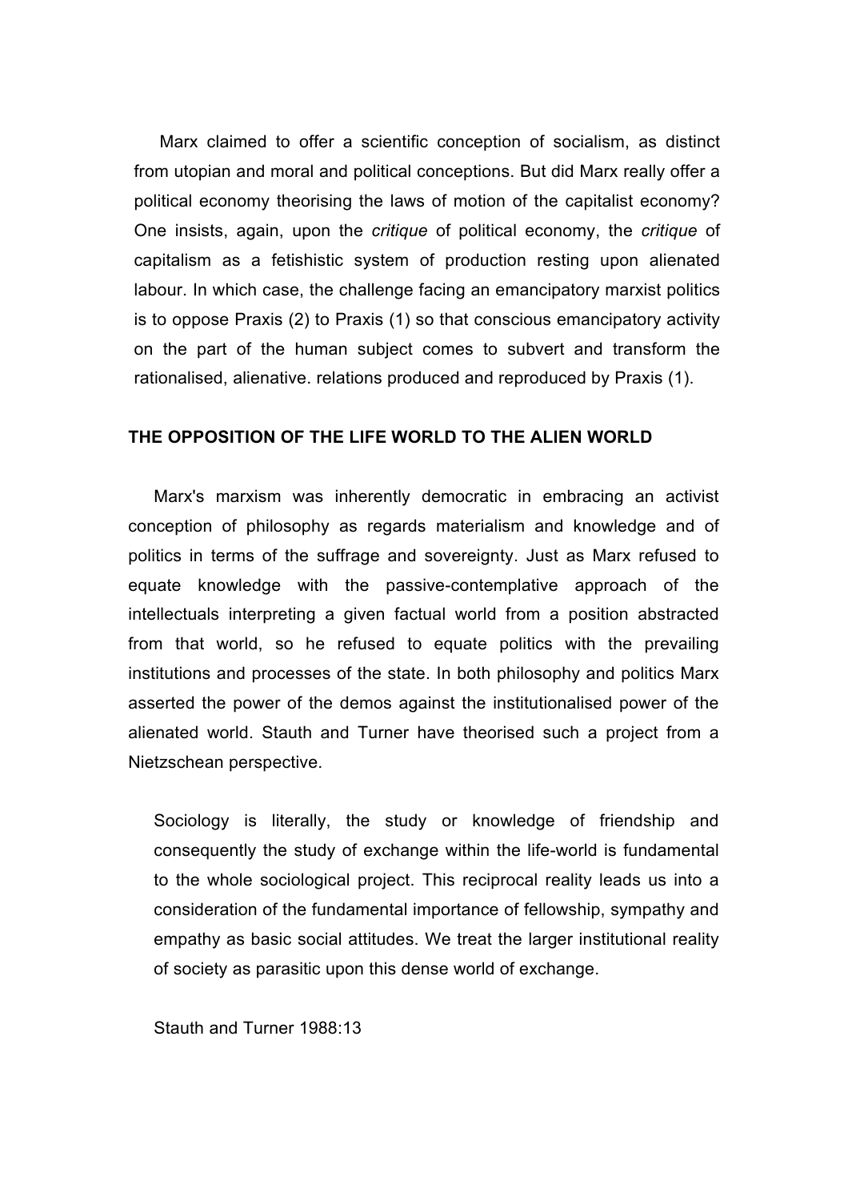Marx claimed to offer a scientific conception of socialism, as distinct from utopian and moral and political conceptions. But did Marx really offer a political economy theorising the laws of motion of the capitalist economy? One insists, again, upon the *critique* of political economy, the *critique* of capitalism as a fetishistic system of production resting upon alienated labour. In which case, the challenge facing an emancipatory marxist politics is to oppose Praxis (2) to Praxis (1) so that conscious emancipatory activity on the part of the human subject comes to subvert and transform the rationalised, alienative. relations produced and reproduced by Praxis (1).

## THE OPPOSITION OF THE LIFE WORLD TO THE ALIEN WORLD

Marx's marxism was inherently democratic in embracing an activist conception of philosophy as regards materialism and knowledge and of politics in terms of the suffrage and sovereignty. Just as Marx refused to equate knowledge with the passive-contemplative approach of the intellectuals interpreting a given factual world from a position abstracted from that world, so he refused to equate politics with the prevailing institutions and processes of the state. In both philosophy and politics Marx asserted the power of the demos against the institutionalised power of the alienated world. Stauth and Turner have theorised such a project from a Nietzschean perspective.

> Sociology is literally, the study or knowledge of friendship and consequently the study of exchange within the life-world is fundamental to the whole sociological project. This reciprocal reality leads us into a consideration of the fundamental importance of fellowship, sympathy and empathy as basic social attitudes. We treat the larger institutional reality of society as parasitic upon this dense world of exchange.
>
> Stauth and Turner 1988:13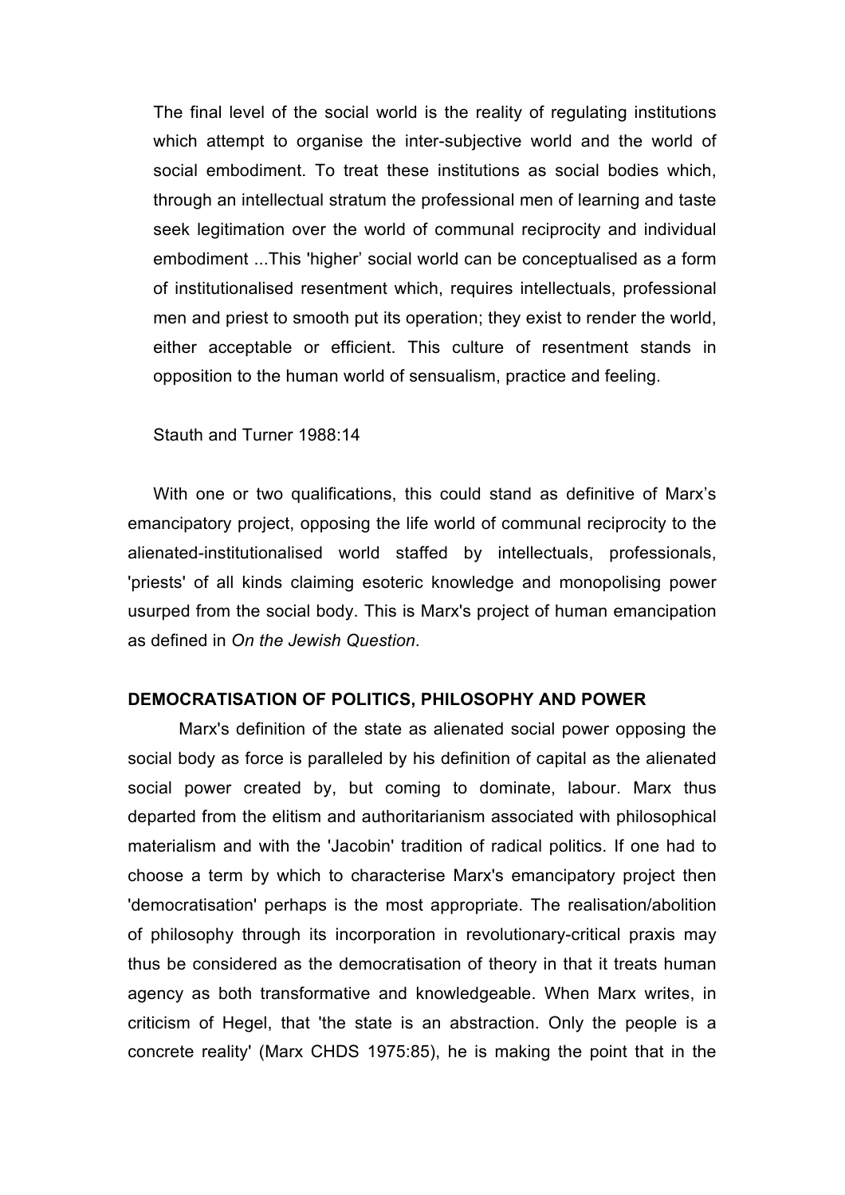> The final level of the social world is the reality of regulating institutions which attempt to organise the inter-subjective world and the world of social embodiment. To treat these institutions as social bodies which, through an intellectual stratum the professional men of learning and taste seek legitimation over the world of communal reciprocity and individual embodiment ...This 'higher' social world can be conceptualised as a form of institutionalised resentment which, requires intellectuals, professional men and priest to smooth put its operation; they exist to render the world, either acceptable or efficient. This culture of resentment stands in opposition to the human world of sensualism, practice and feeling.
>
> Stauth and Turner 1988:14

With one or two qualifications, this could stand as definitive of Marx's emancipatory project, opposing the life world of communal reciprocity to the alienated-institutionalised world staffed by intellectuals, professionals, 'priests' of all kinds claiming esoteric knowledge and monopolising power usurped from the social body. This is Marx's project of human emancipation as defined in *On the Jewish Question*.

**DEMOCRATISATION OF POLITICS, PHILOSOPHY AND POWER**

Marx's definition of the state as alienated social power opposing the social body as force is paralleled by his definition of capital as the alienated social power created by, but coming to dominate, labour. Marx thus departed from the elitism and authoritarianism associated with philosophical materialism and with the 'Jacobin' tradition of radical politics. If one had to choose a term by which to characterise Marx's emancipatory project then 'democratisation' perhaps is the most appropriate. The realisation/abolition of philosophy through its incorporation in revolutionary-critical praxis may thus be considered as the democratisation of theory in that it treats human agency as both transformative and knowledgeable. When Marx writes, in criticism of Hegel, that 'the state is an abstraction. Only the people is a concrete reality' (Marx CHDS 1975:85), he is making the point that in the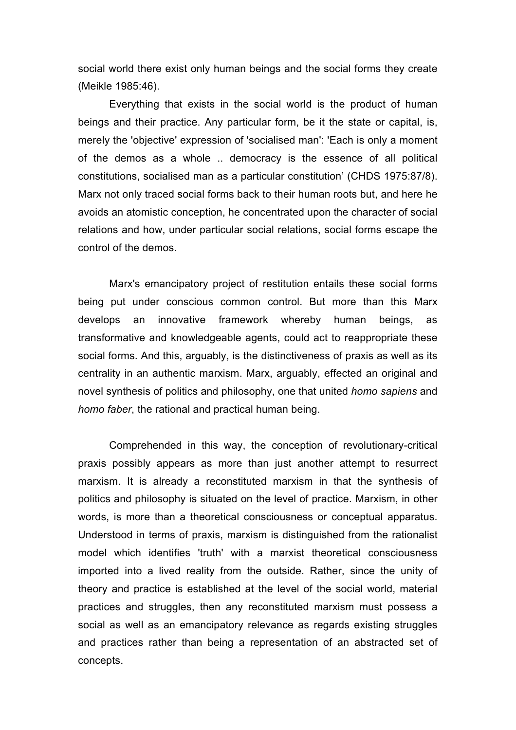social world there exist only human beings and the social forms they create (Meikle 1985:46).

Everything that exists in the social world is the product of human beings and their practice. Any particular form, be it the state or capital, is, merely the 'objective' expression of 'socialised man': 'Each is only a moment of the demos as a whole .. democracy is the essence of all political constitutions, socialised man as a particular constitution' (CHDS 1975:87/8). Marx not only traced social forms back to their human roots but, and here he avoids an atomistic conception, he concentrated upon the character of social relations and how, under particular social relations, social forms escape the control of the demos.

Marx's emancipatory project of restitution entails these social forms being put under conscious common control. But more than this Marx develops an innovative framework whereby human beings, as transformative and knowledgeable agents, could act to reappropriate these social forms. And this, arguably, is the distinctiveness of praxis as well as its centrality in an authentic marxism. Marx, arguably, effected an original and novel synthesis of politics and philosophy, one that united *homo sapiens* and *homo faber*, the rational and practical human being.

Comprehended in this way, the conception of revolutionary-critical praxis possibly appears as more than just another attempt to resurrect marxism. It is already a reconstituted marxism in that the synthesis of politics and philosophy is situated on the level of practice. Marxism, in other words, is more than a theoretical consciousness or conceptual apparatus. Understood in terms of praxis, marxism is distinguished from the rationalist model which identifies 'truth' with a marxist theoretical consciousness imported into a lived reality from the outside. Rather, since the unity of theory and practice is established at the level of the social world, material practices and struggles, then any reconstituted marxism must possess a social as well as an emancipatory relevance as regards existing struggles and practices rather than being a representation of an abstracted set of concepts.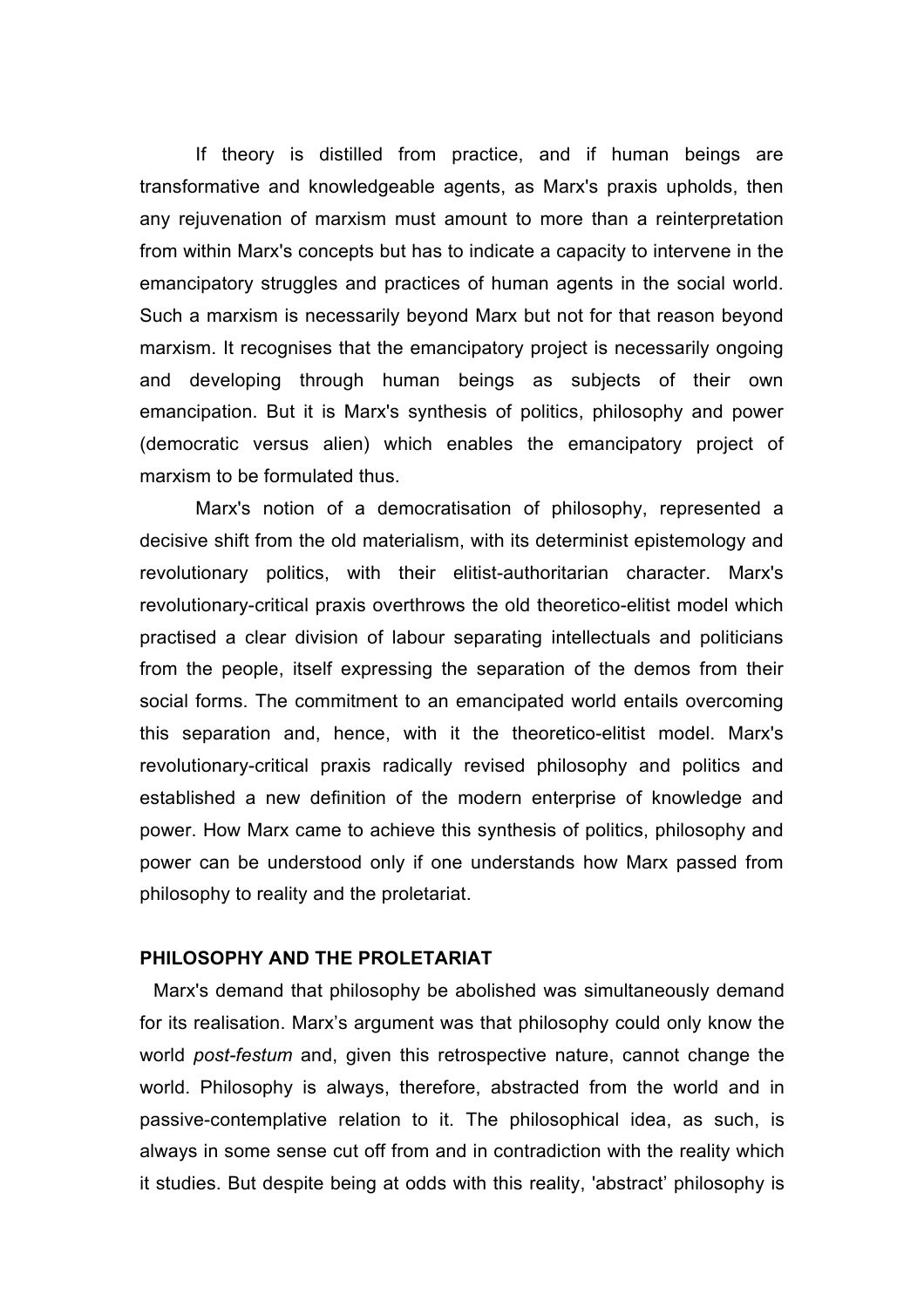If theory is distilled from practice, and if human beings are transformative and knowledgeable agents, as Marx's praxis upholds, then any rejuvenation of marxism must amount to more than a reinterpretation from within Marx's concepts but has to indicate a capacity to intervene in the emancipatory struggles and practices of human agents in the social world. Such a marxism is necessarily beyond Marx but not for that reason beyond marxism. It recognises that the emancipatory project is necessarily ongoing and developing through human beings as subjects of their own emancipation. But it is Marx's synthesis of politics, philosophy and power (democratic versus alien) which enables the emancipatory project of marxism to be formulated thus.

Marx's notion of a democratisation of philosophy, represented a decisive shift from the old materialism, with its determinist epistemology and revolutionary politics, with their elitist-authoritarian character. Marx's revolutionary-critical praxis overthrows the old theoretico-elitist model which practised a clear division of labour separating intellectuals and politicians from the people, itself expressing the separation of the demos from their social forms. The commitment to an emancipated world entails overcoming this separation and, hence, with it the theoretico-elitist model. Marx's revolutionary-critical praxis radically revised philosophy and politics and established a new definition of the modern enterprise of knowledge and power. How Marx came to achieve this synthesis of politics, philosophy and power can be understood only if one understands how Marx passed from philosophy to reality and the proletariat.

## PHILOSOPHY AND THE PROLETARIAT

Marx's demand that philosophy be abolished was simultaneously demand for its realisation. Marx’s argument was that philosophy could only know the world *post-festum* and, given this retrospective nature, cannot change the world. Philosophy is always, therefore, abstracted from the world and in passive-contemplative relation to it. The philosophical idea, as such, is always in some sense cut off from and in contradiction with the reality which it studies. But despite being at odds with this reality, 'abstract’ philosophy is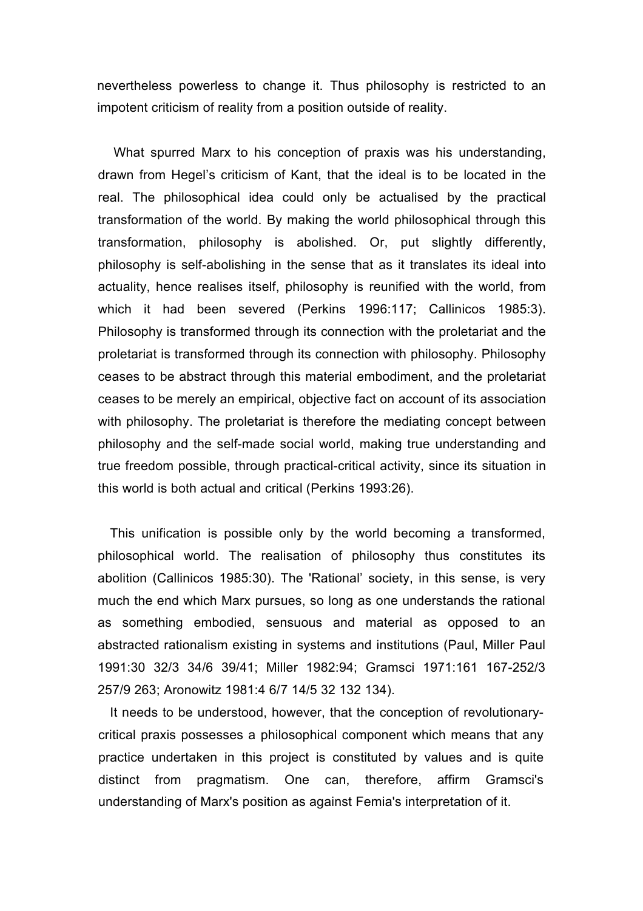nevertheless powerless to change it. Thus philosophy is restricted to an impotent criticism of reality from a position outside of reality.

What spurred Marx to his conception of praxis was his understanding, drawn from Hegel's criticism of Kant, that the ideal is to be located in the real. The philosophical idea could only be actualised by the practical transformation of the world. By making the world philosophical through this transformation, philosophy is abolished. Or, put slightly differently, philosophy is self-abolishing in the sense that as it translates its ideal into actuality, hence realises itself, philosophy is reunified with the world, from which it had been severed (Perkins 1996:117; Callinicos 1985:3). Philosophy is transformed through its connection with the proletariat and the proletariat is transformed through its connection with philosophy. Philosophy ceases to be abstract through this material embodiment, and the proletariat ceases to be merely an empirical, objective fact on account of its association with philosophy. The proletariat is therefore the mediating concept between philosophy and the self-made social world, making true understanding and true freedom possible, through practical-critical activity, since its situation in this world is both actual and critical (Perkins 1993:26).

This unification is possible only by the world becoming a transformed, philosophical world. The realisation of philosophy thus constitutes its abolition (Callinicos 1985:30). The 'Rational' society, in this sense, is very much the end which Marx pursues, so long as one understands the rational as something embodied, sensuous and material as opposed to an abstracted rationalism existing in systems and institutions (Paul, Miller Paul 1991:30 32/3 34/6 39/41; Miller 1982:94; Gramsci 1971:161 167-252/3 257/9 263; Aronowitz 1981:4 6/7 14/5 32 132 134).

It needs to be understood, however, that the conception of revolutionary-critical praxis possesses a philosophical component which means that any practice undertaken in this project is constituted by values and is quite distinct from pragmatism. One can, therefore, affirm Gramsci's understanding of Marx's position as against Femia's interpretation of it.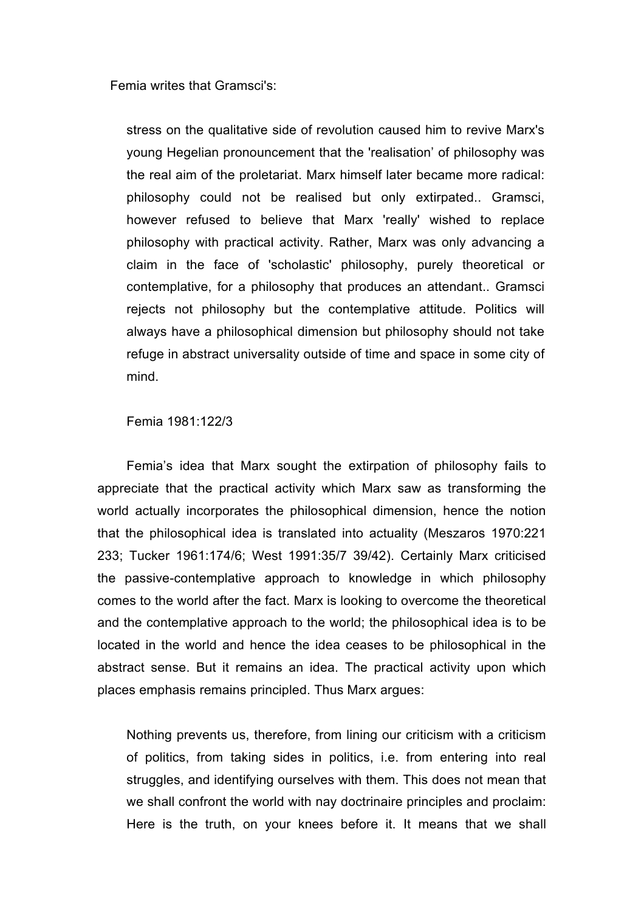Femia writes that Gramsci's:

> stress on the qualitative side of revolution caused him to revive Marx's young Hegelian pronouncement that the 'realisation' of philosophy was the real aim of the proletariat. Marx himself later became more radical: philosophy could not be realised but only extirpated.. Gramsci, however refused to believe that Marx 'really' wished to replace philosophy with practical activity. Rather, Marx was only advancing a claim in the face of 'scholastic' philosophy, purely theoretical or contemplative, for a philosophy that produces an attendant.. Gramsci rejects not philosophy but the contemplative attitude. Politics will always have a philosophical dimension but philosophy should not take refuge in abstract universality outside of time and space in some city of mind.
>
> Femia 1981:122/3

Femia's idea that Marx sought the extirpation of philosophy fails to appreciate that the practical activity which Marx saw as transforming the world actually incorporates the philosophical dimension, hence the notion that the philosophical idea is translated into actuality (Meszaros 1970:221 233; Tucker 1961:174/6; West 1991:35/7 39/42). Certainly Marx criticised the passive-contemplative approach to knowledge in which philosophy comes to the world after the fact. Marx is looking to overcome the theoretical and the contemplative approach to the world; the philosophical idea is to be located in the world and hence the idea ceases to be philosophical in the abstract sense. But it remains an idea. The practical activity upon which places emphasis remains principled. Thus Marx argues:

> Nothing prevents us, therefore, from lining our criticism with a criticism of politics, from taking sides in politics, i.e. from entering into real struggles, and identifying ourselves with them. This does not mean that we shall confront the world with nay doctrinaire principles and proclaim: Here is the truth, on your knees before it. It means that we shall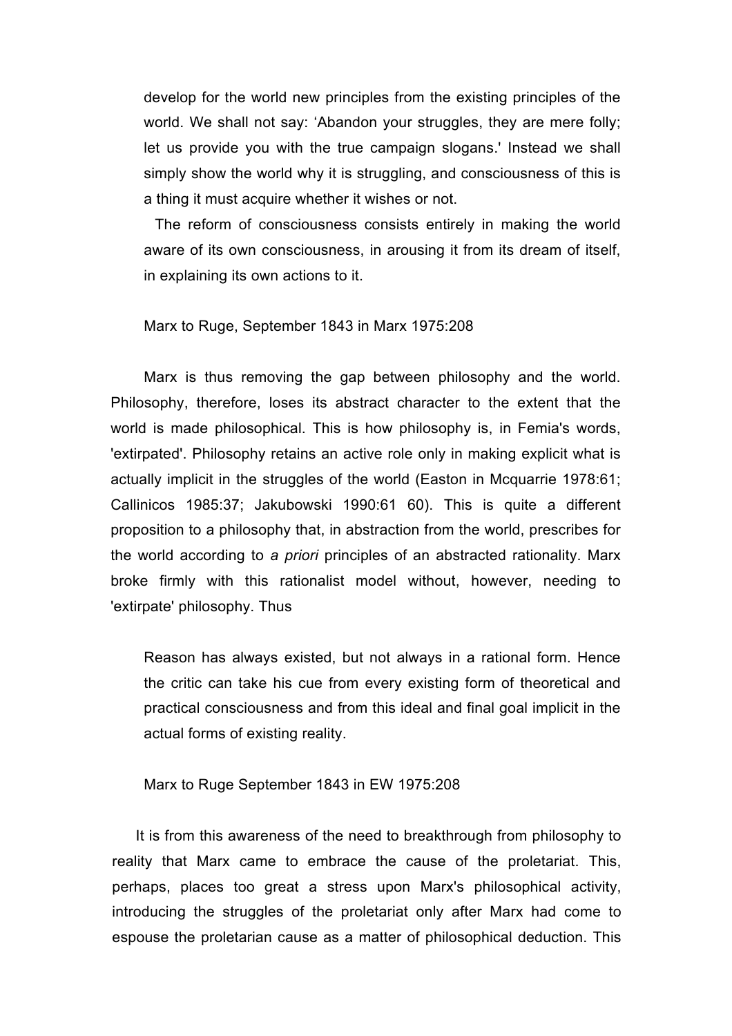> develop for the world new principles from the existing principles of the world. We shall not say: 'Abandon your struggles, they are mere folly; let us provide you with the true campaign slogans.' Instead we shall simply show the world why it is struggling, and consciousness of this is a thing it must acquire whether it wishes or not.
>
> The reform of consciousness consists entirely in making the world aware of its own consciousness, in arousing it from its dream of itself, in explaining its own actions to it.
>
> Marx to Ruge, September 1843 in Marx 1975:208

Marx is thus removing the gap between philosophy and the world. Philosophy, therefore, loses its abstract character to the extent that the world is made philosophical. This is how philosophy is, in Femia's words, 'extirpated'. Philosophy retains an active role only in making explicit what is actually implicit in the struggles of the world (Easton in Mcquarrie 1978:61; Callinicos 1985:37; Jakubowski 1990:61 60). This is quite a different proposition to a philosophy that, in abstraction from the world, prescribes for the world according to *a priori* principles of an abstracted rationality. Marx broke firmly with this rationalist model without, however, needing to 'extirpate' philosophy. Thus

> Reason has always existed, but not always in a rational form. Hence the critic can take his cue from every existing form of theoretical and practical consciousness and from this ideal and final goal implicit in the actual forms of existing reality.
>
> Marx to Ruge September 1843 in EW 1975:208

It is from this awareness of the need to breakthrough from philosophy to reality that Marx came to embrace the cause of the proletariat. This, perhaps, places too great a stress upon Marx's philosophical activity, introducing the struggles of the proletariat only after Marx had come to espouse the proletarian cause as a matter of philosophical deduction. This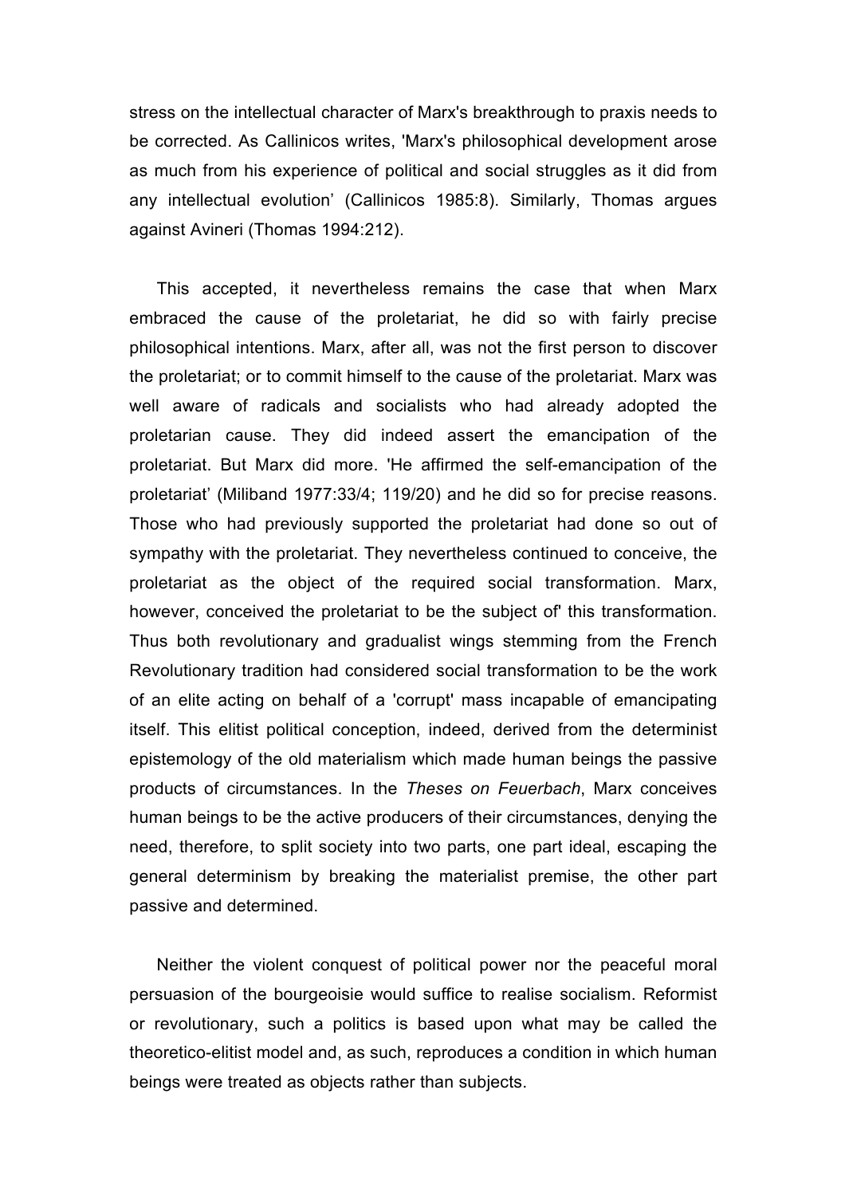stress on the intellectual character of Marx's breakthrough to praxis needs to be corrected. As Callinicos writes, 'Marx's philosophical development arose as much from his experience of political and social struggles as it did from any intellectual evolution' (Callinicos 1985:8). Similarly, Thomas argues against Avineri (Thomas 1994:212).

This accepted, it nevertheless remains the case that when Marx embraced the cause of the proletariat, he did so with fairly precise philosophical intentions. Marx, after all, was not the first person to discover the proletariat; or to commit himself to the cause of the proletariat. Marx was well aware of radicals and socialists who had already adopted the proletarian cause. They did indeed assert the emancipation of the proletariat. But Marx did more. 'He affirmed the self-emancipation of the proletariat' (Miliband 1977:33/4; 119/20) and he did so for precise reasons. Those who had previously supported the proletariat had done so out of sympathy with the proletariat. They nevertheless continued to conceive, the proletariat as the object of the required social transformation. Marx, however, conceived the proletariat to be the subject of' this transformation. Thus both revolutionary and gradualist wings stemming from the French Revolutionary tradition had considered social transformation to be the work of an elite acting on behalf of a 'corrupt' mass incapable of emancipating itself. This elitist political conception, indeed, derived from the determinist epistemology of the old materialism which made human beings the passive products of circumstances. In the *Theses on Feuerbach*, Marx conceives human beings to be the active producers of their circumstances, denying the need, therefore, to split society into two parts, one part ideal, escaping the general determinism by breaking the materialist premise, the other part passive and determined.

Neither the violent conquest of political power nor the peaceful moral persuasion of the bourgeoisie would suffice to realise socialism. Reformist or revolutionary, such a politics is based upon what may be called the theoretico-elitist model and, as such, reproduces a condition in which human beings were treated as objects rather than subjects.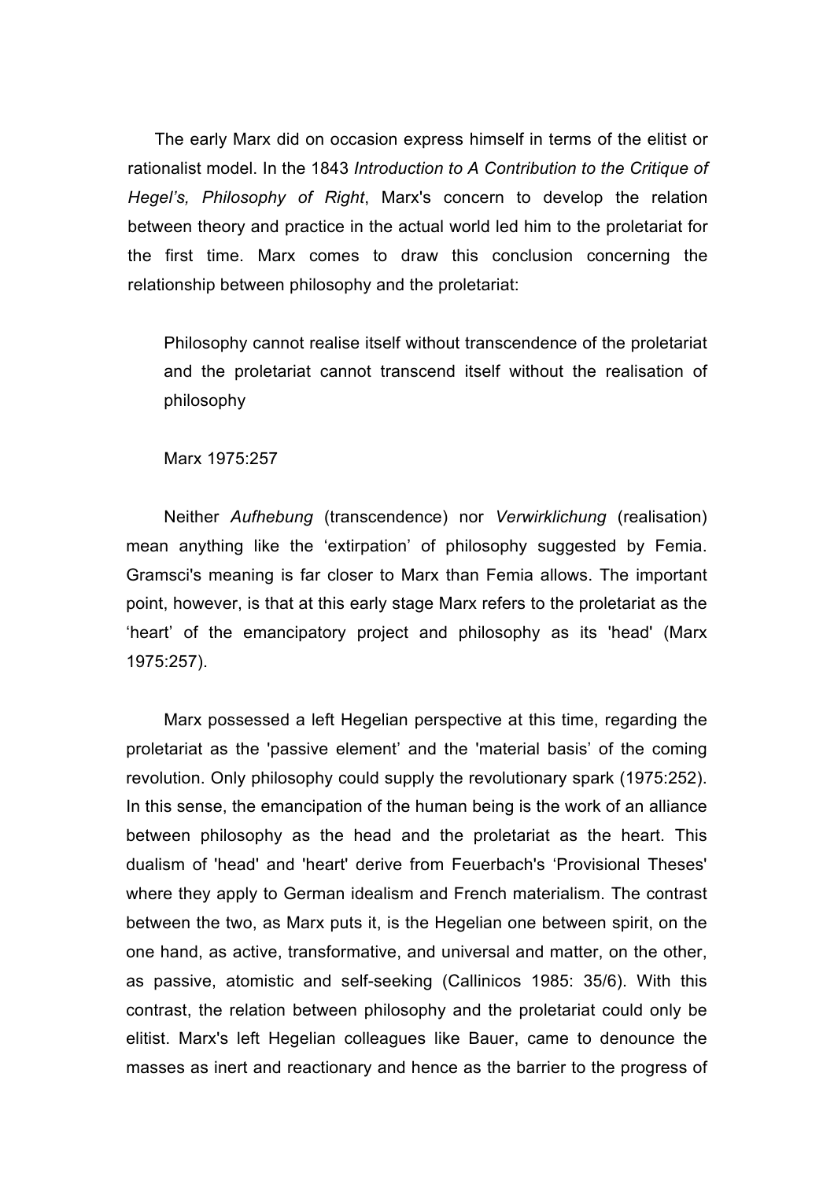The early Marx did on occasion express himself in terms of the elitist or rationalist model. In the 1843 *Introduction to A Contribution to the Critique of Hegel's, Philosophy of Right*, Marx's concern to develop the relation between theory and practice in the actual world led him to the proletariat for the first time. Marx comes to draw this conclusion concerning the relationship between philosophy and the proletariat:

> Philosophy cannot realise itself without transcendence of the proletariat and the proletariat cannot transcend itself without the realisation of philosophy
>
> Marx 1975:257

Neither *Aufhebung* (transcendence) nor *Verwirklichung* (realisation) mean anything like the 'extirpation' of philosophy suggested by Femia. Gramsci's meaning is far closer to Marx than Femia allows. The important point, however, is that at this early stage Marx refers to the proletariat as the 'heart' of the emancipatory project and philosophy as its 'head' (Marx 1975:257).

Marx possessed a left Hegelian perspective at this time, regarding the proletariat as the 'passive element' and the 'material basis' of the coming revolution. Only philosophy could supply the revolutionary spark (1975:252). In this sense, the emancipation of the human being is the work of an alliance between philosophy as the head and the proletariat as the heart. This dualism of 'head' and 'heart' derive from Feuerbach's 'Provisional Theses' where they apply to German idealism and French materialism. The contrast between the two, as Marx puts it, is the Hegelian one between spirit, on the one hand, as active, transformative, and universal and matter, on the other, as passive, atomistic and self-seeking (Callinicos 1985: 35/6). With this contrast, the relation between philosophy and the proletariat could only be elitist. Marx's left Hegelian colleagues like Bauer, came to denounce the masses as inert and reactionary and hence as the barrier to the progress of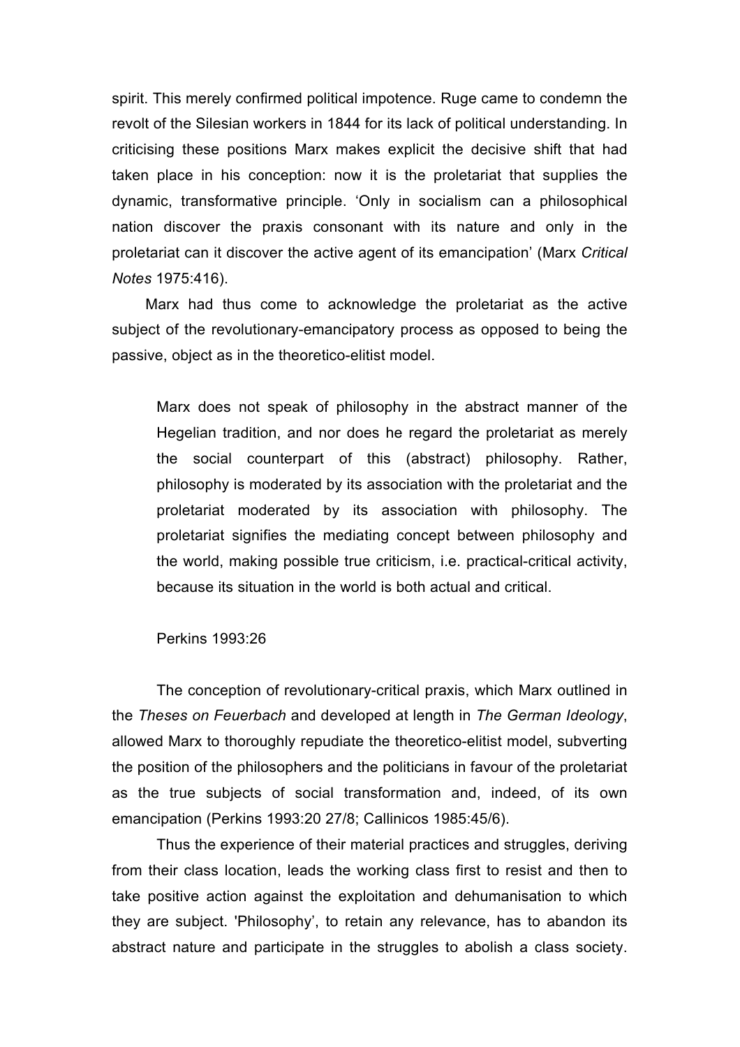spirit. This merely confirmed political impotence. Ruge came to condemn the revolt of the Silesian workers in 1844 for its lack of political understanding. In criticising these positions Marx makes explicit the decisive shift that had taken place in his conception: now it is the proletariat that supplies the dynamic, transformative principle. 'Only in socialism can a philosophical nation discover the praxis consonant with its nature and only in the proletariat can it discover the active agent of its emancipation' (Marx *Critical Notes* 1975:416).

Marx had thus come to acknowledge the proletariat as the active subject of the revolutionary-emancipatory process as opposed to being the passive, object as in the theoretico-elitist model.

> Marx does not speak of philosophy in the abstract manner of the Hegelian tradition, and nor does he regard the proletariat as merely the social counterpart of this (abstract) philosophy. Rather, philosophy is moderated by its association with the proletariat and the proletariat moderated by its association with philosophy. The proletariat signifies the mediating concept between philosophy and the world, making possible true criticism, i.e. practical-critical activity, because its situation in the world is both actual and critical.
>
> Perkins 1993:26

The conception of revolutionary-critical praxis, which Marx outlined in the *Theses on Feuerbach* and developed at length in *The German Ideology*, allowed Marx to thoroughly repudiate the theoretico-elitist model, subverting the position of the philosophers and the politicians in favour of the proletariat as the true subjects of social transformation and, indeed, of its own emancipation (Perkins 1993:20 27/8; Callinicos 1985:45/6).

Thus the experience of their material practices and struggles, deriving from their class location, leads the working class first to resist and then to take positive action against the exploitation and dehumanisation to which they are subject. 'Philosophy', to retain any relevance, has to abandon its abstract nature and participate in the struggles to abolish a class society.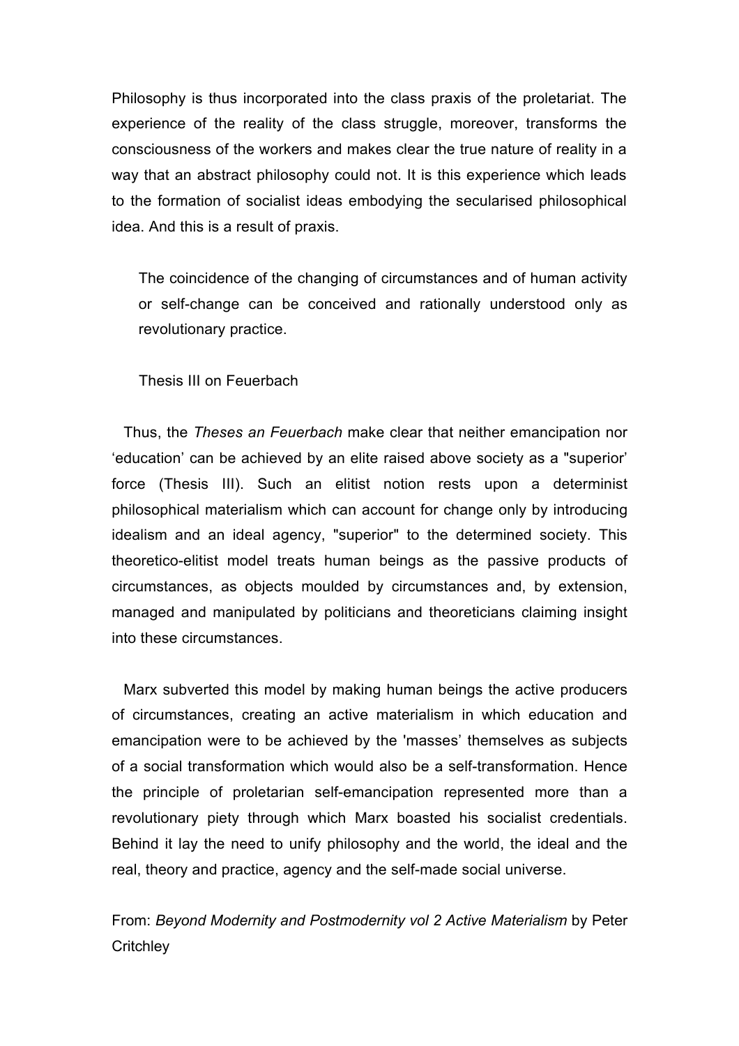Philosophy is thus incorporated into the class praxis of the proletariat. The experience of the reality of the class struggle, moreover, transforms the consciousness of the workers and makes clear the true nature of reality in a way that an abstract philosophy could not. It is this experience which leads to the formation of socialist ideas embodying the secularised philosophical idea. And this is a result of praxis.

> The coincidence of the changing of circumstances and of human activity or self-change can be conceived and rationally understood only as revolutionary practice.
>
> Thesis III on Feuerbach

Thus, the *Theses an Feuerbach* make clear that neither emancipation nor 'education' can be achieved by an elite raised above society as a "superior' force (Thesis III). Such an elitist notion rests upon a determinist philosophical materialism which can account for change only by introducing idealism and an ideal agency, "superior" to the determined society. This theoretico-elitist model treats human beings as the passive products of circumstances, as objects moulded by circumstances and, by extension, managed and manipulated by politicians and theoreticians claiming insight into these circumstances.

Marx subverted this model by making human beings the active producers of circumstances, creating an active materialism in which education and emancipation were to be achieved by the 'masses' themselves as subjects of a social transformation which would also be a self-transformation. Hence the principle of proletarian self-emancipation represented more than a revolutionary piety through which Marx boasted his socialist credentials. Behind it lay the need to unify philosophy and the world, the ideal and the real, theory and practice, agency and the self-made social universe.

From: *Beyond Modernity and Postmodernity vol 2 Active Materialism* by Peter Critchley